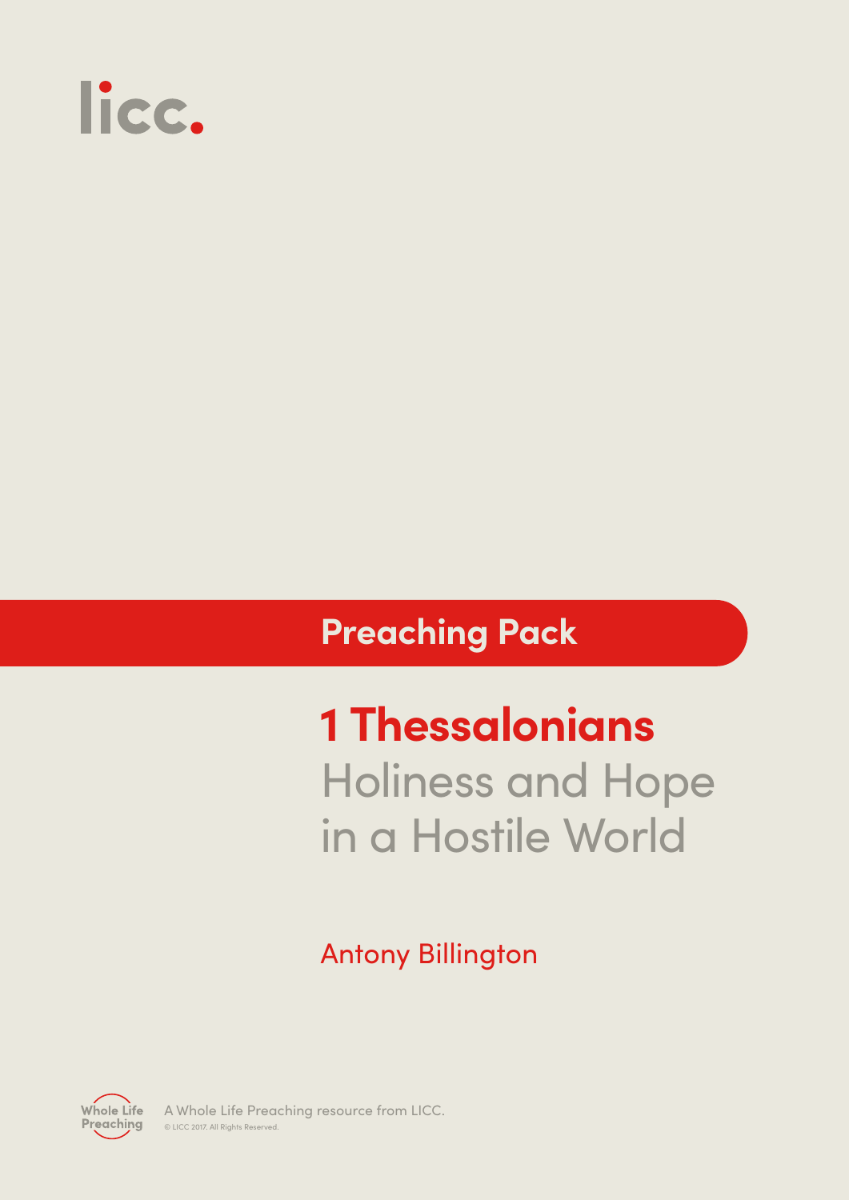licc.

**Preaching Pack**

# 1 Thessalonians

## Holiness and Hope in a Hostile World

Antony Billington

Whole Life Preaching

A Whole Life Preaching resource from LICC.

© LICC 2017. All Rights Reserved.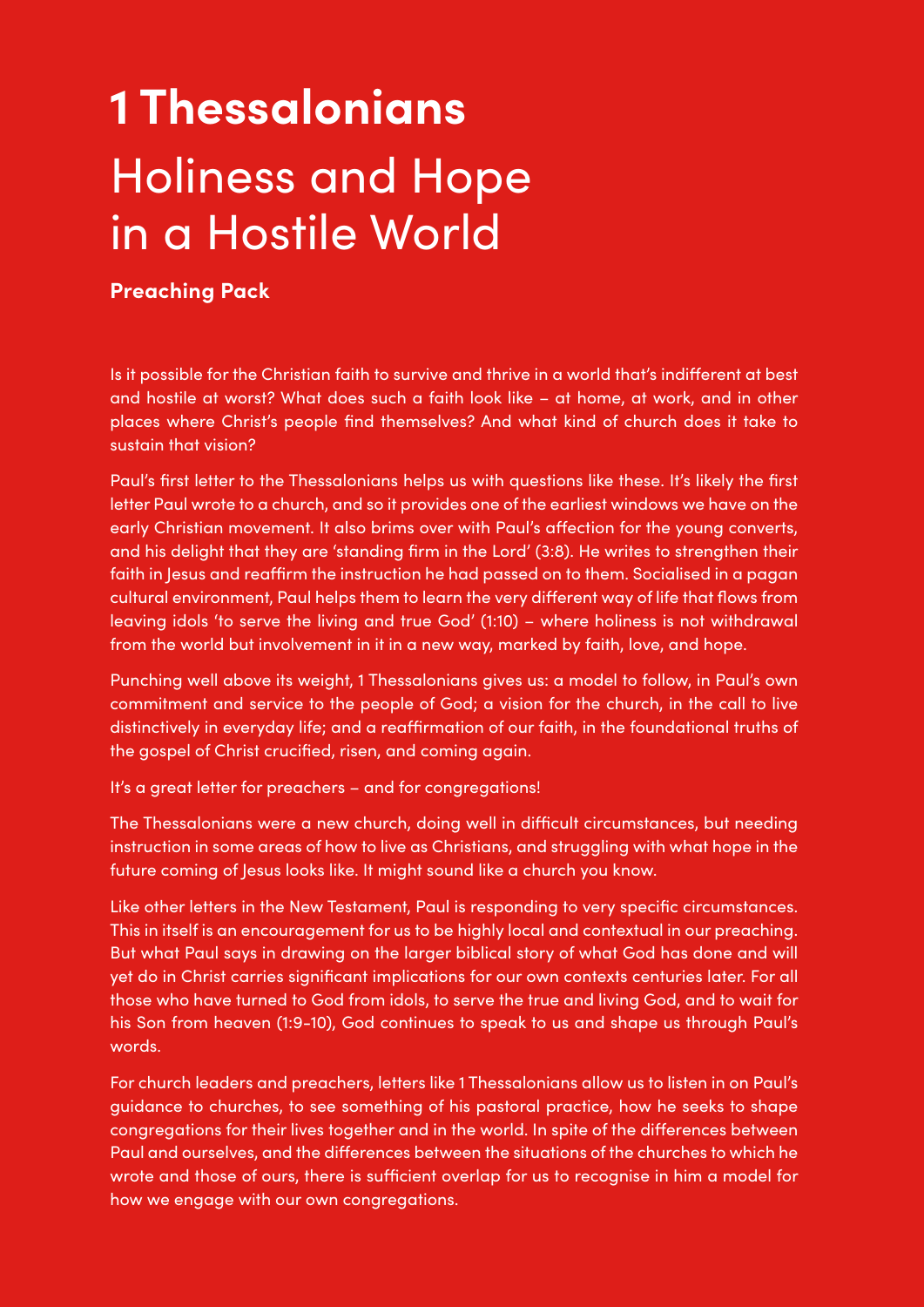# 1 Thessalonians

# Holiness and Hope in a Hostile World

**Preaching Pack**

Is it possible for the Christian faith to survive and thrive in a world that's indifferent at best and hostile at worst? What does such a faith look like – at home, at work, and in other places where Christ's people find themselves? And what kind of church does it take to sustain that vision?

Paul's first letter to the Thessalonians helps us with questions like these. It's likely the first letter Paul wrote to a church, and so it provides one of the earliest windows we have on the early Christian movement. It also brims over with Paul's affection for the young converts, and his delight that they are 'standing firm in the Lord' (3:8). He writes to strengthen their faith in Jesus and reaffirm the instruction he had passed on to them. Socialised in a pagan cultural environment, Paul helps them to learn the very different way of life that flows from leaving idols 'to serve the living and true God' (1:10) – where holiness is not withdrawal from the world but involvement in it in a new way, marked by faith, love, and hope.

Punching well above its weight, 1 Thessalonians gives us: a model to follow, in Paul's own commitment and service to the people of God; a vision for the church, in the call to live distinctively in everyday life; and a reaffirmation of our faith, in the foundational truths of the gospel of Christ crucified, risen, and coming again.

It's a great letter for preachers – and for congregations!

The Thessalonians were a new church, doing well in difficult circumstances, but needing instruction in some areas of how to live as Christians, and struggling with what hope in the future coming of Jesus looks like. It might sound like a church you know.

Like other letters in the New Testament, Paul is responding to very specific circumstances. This in itself is an encouragement for us to be highly local and contextual in our preaching. But what Paul says in drawing on the larger biblical story of what God has done and will yet do in Christ carries significant implications for our own contexts centuries later. For all those who have turned to God from idols, to serve the true and living God, and to wait for his Son from heaven (1:9-10), God continues to speak to us and shape us through Paul's words.

For church leaders and preachers, letters like 1 Thessalonians allow us to listen in on Paul's guidance to churches, to see something of his pastoral practice, how he seeks to shape congregations for their lives together and in the world. In spite of the differences between Paul and ourselves, and the differences between the situations of the churches to which he wrote and those of ours, there is sufficient overlap for us to recognise in him a model for how we engage with our own congregations.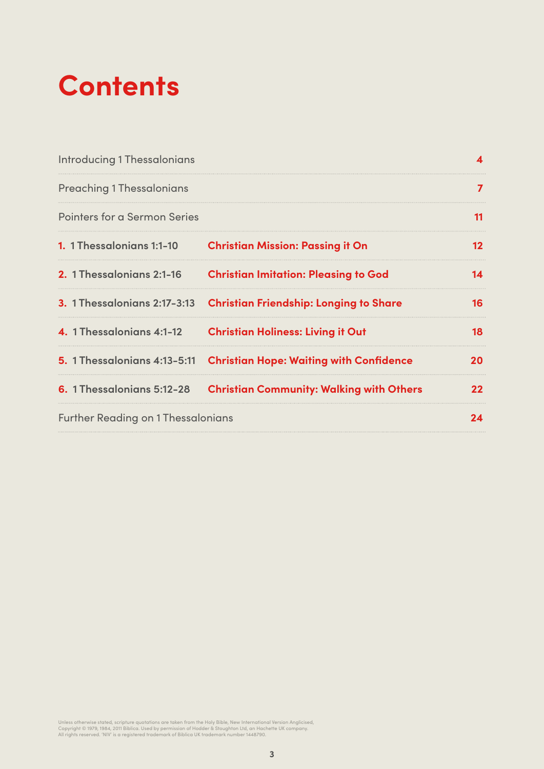# Contents

| | | |
|---|---|---|
| Introducing 1 Thessalonians | | 4 |
| Preaching 1 Thessalonians | | 7 |
| Pointers for a Sermon Series | | 11 |
| **1. 1 Thessalonians 1:1–10** | **Christian Mission: Passing it On** | **12** |
| **2. 1 Thessalonians 2:1–16** | **Christian Imitation: Pleasing to God** | **14** |
| **3. 1 Thessalonians 2:17–3:13** | **Christian Friendship: Longing to Share** | **16** |
| **4. 1 Thessalonians 4:1–12** | **Christian Holiness: Living it Out** | **18** |
| **5. 1 Thessalonians 4:13–5:11** | **Christian Hope: Waiting with Confidence** | **20** |
| **6. 1 Thessalonians 5:12–28** | **Christian Community: Walking with Others** | **22** |
| Further Reading on 1 Thessalonians | | 24 |

Unless otherwise stated, scripture quotations are taken from the Holy Bible, New International Version Anglicised, Copyright © 1979, 1984, 2011 Biblica. Used by permission of Hodder & Stoughton Ltd, an Hachette UK company. All rights reserved. 'NIV' is a registered trademark of Biblica UK trademark number 1448790.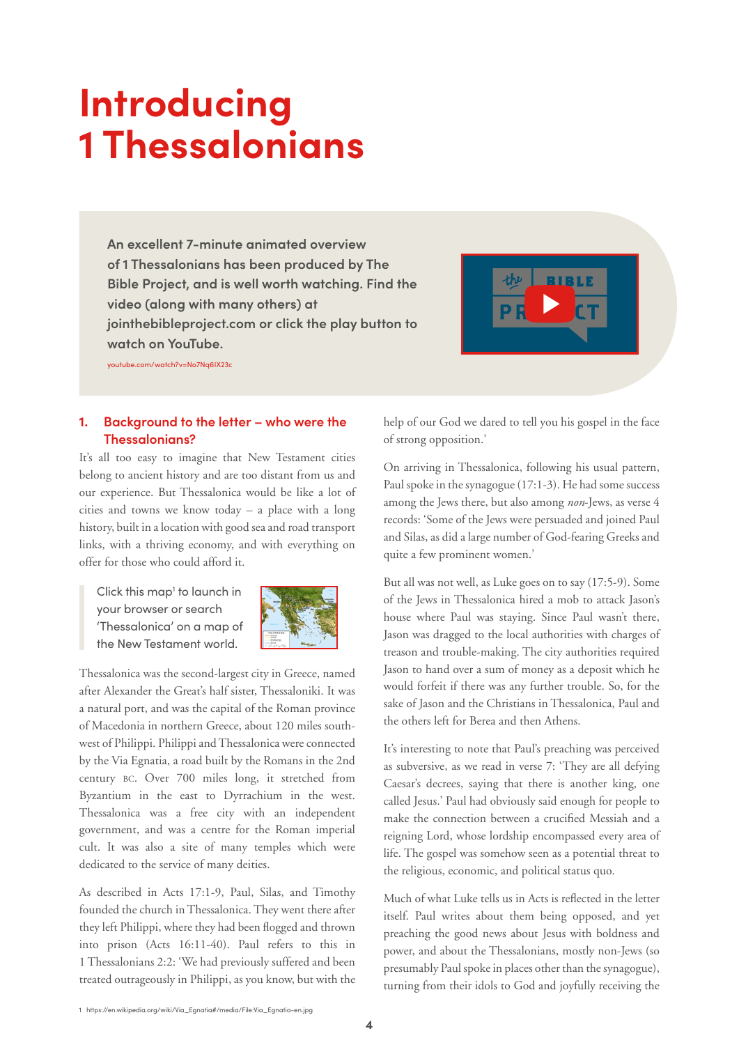# Introducing 1 Thessalonians

**An excellent 7-minute animated overview of 1 Thessalonians has been produced by The Bible Project, and is well worth watching. Find the video (along with many others) at jointhebibleproject.com or click the play button to watch on YouTube.**

youtube.com/watch?v=No7Nq6IX23c

## 1. Background to the letter – who were the Thessalonians?

It's all too easy to imagine that New Testament cities belong to ancient history and are too distant from us and our experience. But Thessalonica would be like a lot of cities and towns we know today – a place with a long history, built in a location with good sea and road transport links, with a thriving economy, and with everything on offer for those who could afford it.

> Click this map[1] to launch in your browser or search 'Thessalonica' on a map of the New Testament world.

Thessalonica was the second-largest city in Greece, named after Alexander the Great's half sister, Thessaloniki. It was a natural port, and was the capital of the Roman province of Macedonia in northern Greece, about 120 miles south-west of Philippi. Philippi and Thessalonica were connected by the Via Egnatia, a road built by the Romans in the 2nd century BC. Over 700 miles long, it stretched from Byzantium in the east to Dyrrachium in the west. Thessalonica was a free city with an independent government, and was a centre for the Roman imperial cult. It was also a site of many temples which were dedicated to the service of many deities.

As described in Acts 17:1-9, Paul, Silas, and Timothy founded the church in Thessalonica. They went there after they left Philippi, where they had been flogged and thrown into prison (Acts 16:11-40). Paul refers to this in 1 Thessalonians 2:2: 'We had previously suffered and been treated outrageously in Philippi, as you know, but with the help of our God we dared to tell you his gospel in the face of strong opposition.'

On arriving in Thessalonica, following his usual pattern, Paul spoke in the synagogue (17:1-3). He had some success among the Jews there, but also among *non*-Jews, as verse 4 records: 'Some of the Jews were persuaded and joined Paul and Silas, as did a large number of God-fearing Greeks and quite a few prominent women.'

But all was not well, as Luke goes on to say (17:5-9). Some of the Jews in Thessalonica hired a mob to attack Jason's house where Paul was staying. Since Paul wasn't there, Jason was dragged to the local authorities with charges of treason and trouble-making. The city authorities required Jason to hand over a sum of money as a deposit which he would forfeit if there was any further trouble. So, for the sake of Jason and the Christians in Thessalonica, Paul and the others left for Berea and then Athens.

It's interesting to note that Paul's preaching was perceived as subversive, as we read in verse 7: 'They are all defying Caesar's decrees, saying that there is another king, one called Jesus.' Paul had obviously said enough for people to make the connection between a crucified Messiah and a reigning Lord, whose lordship encompassed every area of life. The gospel was somehow seen as a potential threat to the religious, economic, and political status quo.

Much of what Luke tells us in Acts is reflected in the letter itself. Paul writes about them being opposed, and yet preaching the good news about Jesus with boldness and power, and about the Thessalonians, mostly non-Jews (so presumably Paul spoke in places other than the synagogue), turning from their idols to God and joyfully receiving the

1 https://en.wikipedia.org/wiki/Via_Egnatia#/media/File:Via_Egnatia-en.jpg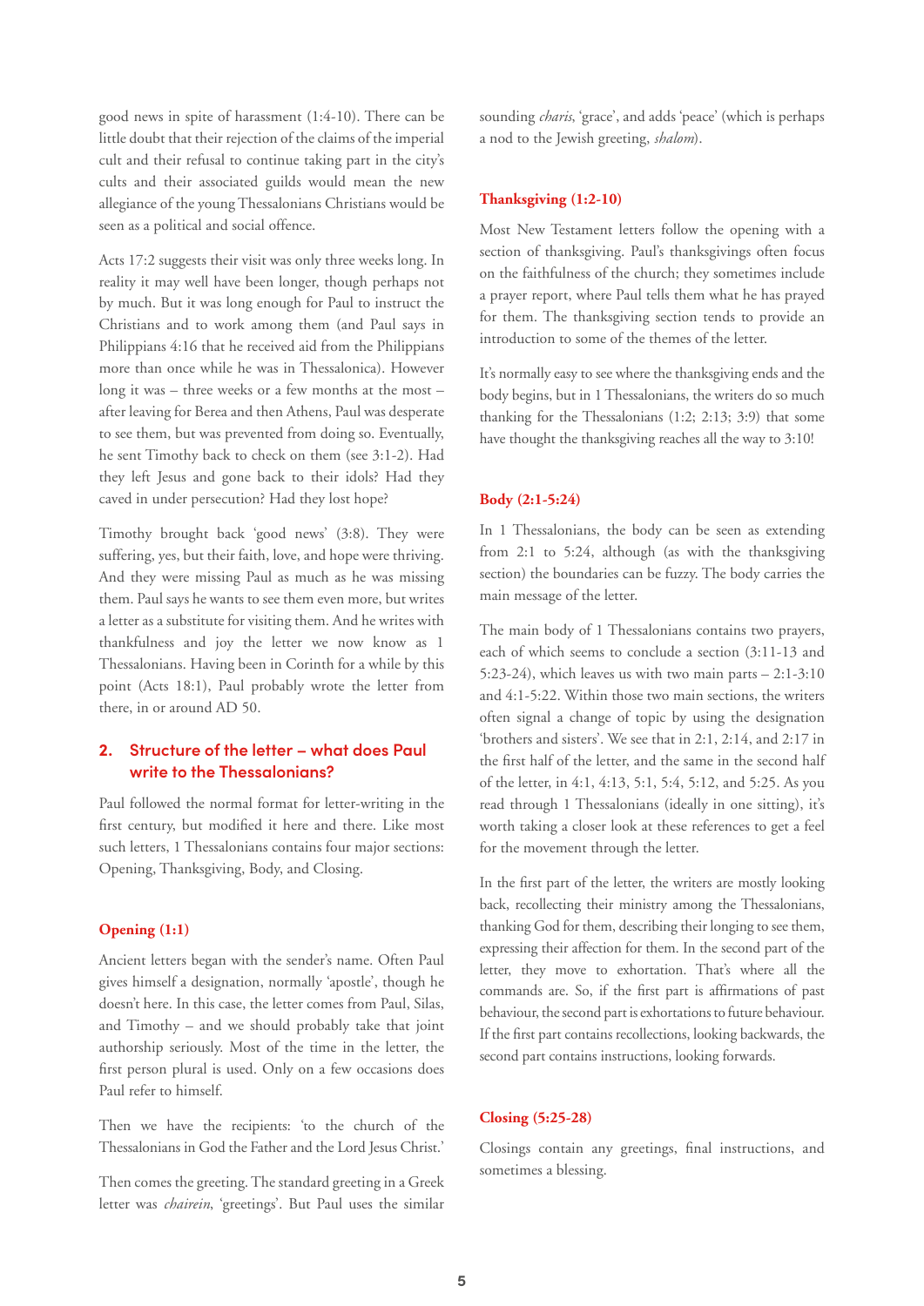good news in spite of harassment (1:4-10). There can be little doubt that their rejection of the claims of the imperial cult and their refusal to continue taking part in the city's cults and their associated guilds would mean the new allegiance of the young Thessalonians Christians would be seen as a political and social offence.

Acts 17:2 suggests their visit was only three weeks long. In reality it may well have been longer, though perhaps not by much. But it was long enough for Paul to instruct the Christians and to work among them (and Paul says in Philippians 4:16 that he received aid from the Philippians more than once while he was in Thessalonica). However long it was – three weeks or a few months at the most – after leaving for Berea and then Athens, Paul was desperate to see them, but was prevented from doing so. Eventually, he sent Timothy back to check on them (see 3:1-2). Had they left Jesus and gone back to their idols? Had they caved in under persecution? Had they lost hope?

Timothy brought back 'good news' (3:8). They were suffering, yes, but their faith, love, and hope were thriving. And they were missing Paul as much as he was missing them. Paul says he wants to see them even more, but writes a letter as a substitute for visiting them. And he writes with thankfulness and joy the letter we now know as 1 Thessalonians. Having been in Corinth for a while by this point (Acts 18:1), Paul probably wrote the letter from there, in or around AD 50.

## 2. Structure of the letter – what does Paul write to the Thessalonians?

Paul followed the normal format for letter-writing in the first century, but modified it here and there. Like most such letters, 1 Thessalonians contains four major sections: Opening, Thanksgiving, Body, and Closing.

### Opening (1:1)

Ancient letters began with the sender's name. Often Paul gives himself a designation, normally 'apostle', though he doesn't here. In this case, the letter comes from Paul, Silas, and Timothy – and we should probably take that joint authorship seriously. Most of the time in the letter, the first person plural is used. Only on a few occasions does Paul refer to himself.

Then we have the recipients: 'to the church of the Thessalonians in God the Father and the Lord Jesus Christ.'

Then comes the greeting. The standard greeting in a Greek letter was *chairein*, 'greetings'. But Paul uses the similar sounding *charis*, 'grace', and adds 'peace' (which is perhaps a nod to the Jewish greeting, *shalom*).

### Thanksgiving (1:2-10)

Most New Testament letters follow the opening with a section of thanksgiving. Paul's thanksgivings often focus on the faithfulness of the church; they sometimes include a prayer report, where Paul tells them what he has prayed for them. The thanksgiving section tends to provide an introduction to some of the themes of the letter.

It's normally easy to see where the thanksgiving ends and the body begins, but in 1 Thessalonians, the writers do so much thanking for the Thessalonians (1:2; 2:13; 3:9) that some have thought the thanksgiving reaches all the way to 3:10!

### Body (2:1-5:24)

In 1 Thessalonians, the body can be seen as extending from 2:1 to 5:24, although (as with the thanksgiving section) the boundaries can be fuzzy. The body carries the main message of the letter.

The main body of 1 Thessalonians contains two prayers, each of which seems to conclude a section (3:11-13 and 5:23-24), which leaves us with two main parts – 2:1-3:10 and 4:1-5:22. Within those two main sections, the writers often signal a change of topic by using the designation 'brothers and sisters'. We see that in 2:1, 2:14, and 2:17 in the first half of the letter, and the same in the second half of the letter, in 4:1, 4:13, 5:1, 5:4, 5:12, and 5:25. As you read through 1 Thessalonians (ideally in one sitting), it's worth taking a closer look at these references to get a feel for the movement through the letter.

In the first part of the letter, the writers are mostly looking back, recollecting their ministry among the Thessalonians, thanking God for them, describing their longing to see them, expressing their affection for them. In the second part of the letter, they move to exhortation. That's where all the commands are. So, if the first part is affirmations of past behaviour, the second part is exhortations to future behaviour. If the first part contains recollections, looking backwards, the second part contains instructions, looking forwards.

### Closing (5:25-28)

Closings contain any greetings, final instructions, and sometimes a blessing.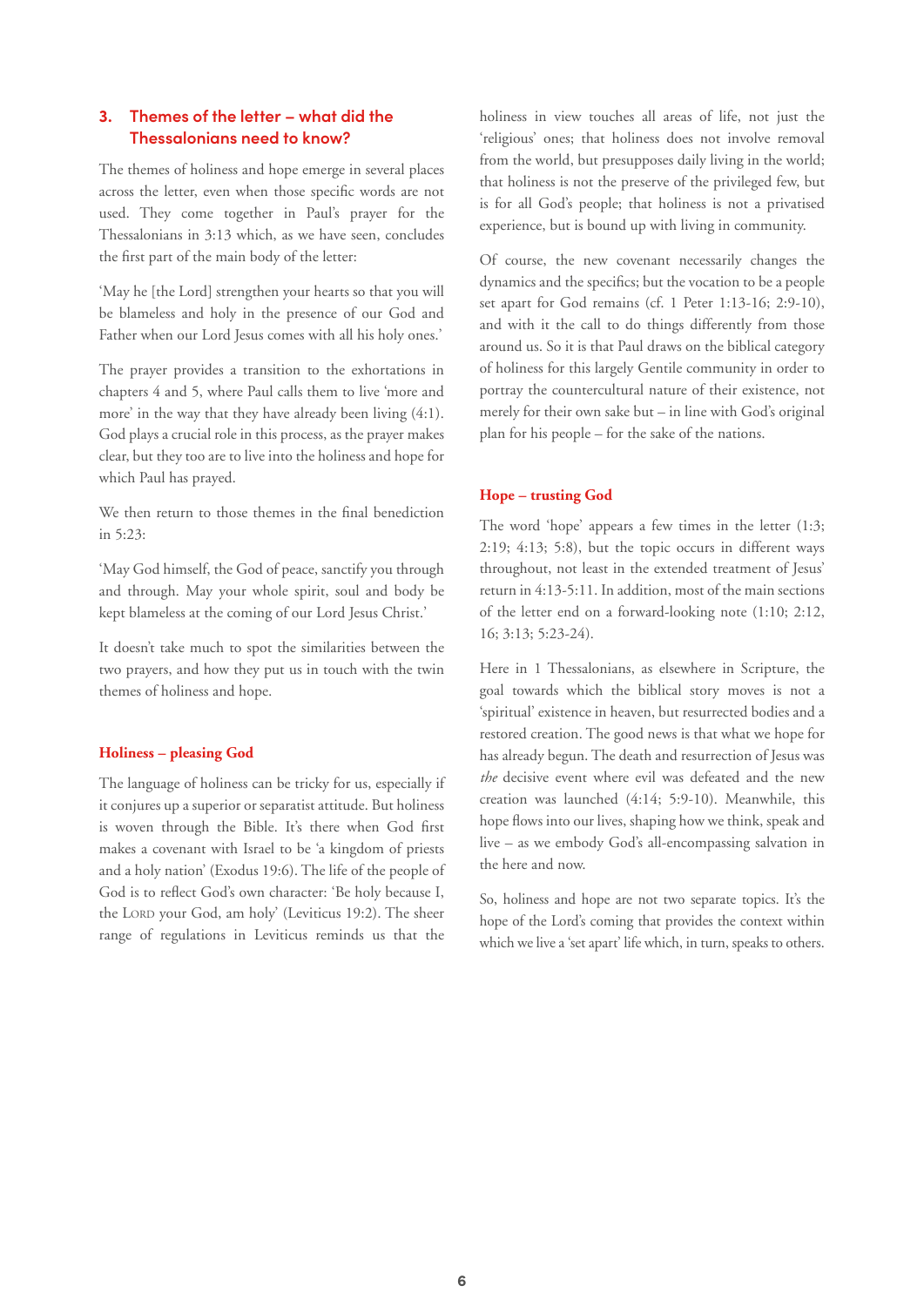## 3. Themes of the letter – what did the Thessalonians need to know?

The themes of holiness and hope emerge in several places across the letter, even when those specific words are not used. They come together in Paul's prayer for the Thessalonians in 3:13 which, as we have seen, concludes the first part of the main body of the letter:

'May he [the Lord] strengthen your hearts so that you will be blameless and holy in the presence of our God and Father when our Lord Jesus comes with all his holy ones.'

The prayer provides a transition to the exhortations in chapters 4 and 5, where Paul calls them to live 'more and more' in the way that they have already been living (4:1). God plays a crucial role in this process, as the prayer makes clear, but they too are to live into the holiness and hope for which Paul has prayed.

We then return to those themes in the final benediction in 5:23:

'May God himself, the God of peace, sanctify you through and through. May your whole spirit, soul and body be kept blameless at the coming of our Lord Jesus Christ.'

It doesn't take much to spot the similarities between the two prayers, and how they put us in touch with the twin themes of holiness and hope.

### Holiness – pleasing God

The language of holiness can be tricky for us, especially if it conjures up a superior or separatist attitude. But holiness is woven through the Bible. It's there when God first makes a covenant with Israel to be 'a kingdom of priests and a holy nation' (Exodus 19:6). The life of the people of God is to reflect God's own character: 'Be holy because I, the Lord your God, am holy' (Leviticus 19:2). The sheer range of regulations in Leviticus reminds us that the holiness in view touches all areas of life, not just the 'religious' ones; that holiness does not involve removal from the world, but presupposes daily living in the world; that holiness is not the preserve of the privileged few, but is for all God's people; that holiness is not a privatised experience, but is bound up with living in community.

Of course, the new covenant necessarily changes the dynamics and the specifics; but the vocation to be a people set apart for God remains (cf. 1 Peter 1:13-16; 2:9-10), and with it the call to do things differently from those around us. So it is that Paul draws on the biblical category of holiness for this largely Gentile community in order to portray the countercultural nature of their existence, not merely for their own sake but – in line with God's original plan for his people – for the sake of the nations.

### Hope – trusting God

The word 'hope' appears a few times in the letter (1:3; 2:19; 4:13; 5:8), but the topic occurs in different ways throughout, not least in the extended treatment of Jesus' return in 4:13-5:11. In addition, most of the main sections of the letter end on a forward-looking note (1:10; 2:12, 16; 3:13; 5:23-24).

Here in 1 Thessalonians, as elsewhere in Scripture, the goal towards which the biblical story moves is not a 'spiritual' existence in heaven, but resurrected bodies and a restored creation. The good news is that what we hope for has already begun. The death and resurrection of Jesus was *the* decisive event where evil was defeated and the new creation was launched (4:14; 5:9-10). Meanwhile, this hope flows into our lives, shaping how we think, speak and live – as we embody God's all-encompassing salvation in the here and now.

So, holiness and hope are not two separate topics. It's the hope of the Lord's coming that provides the context within which we live a 'set apart' life which, in turn, speaks to others.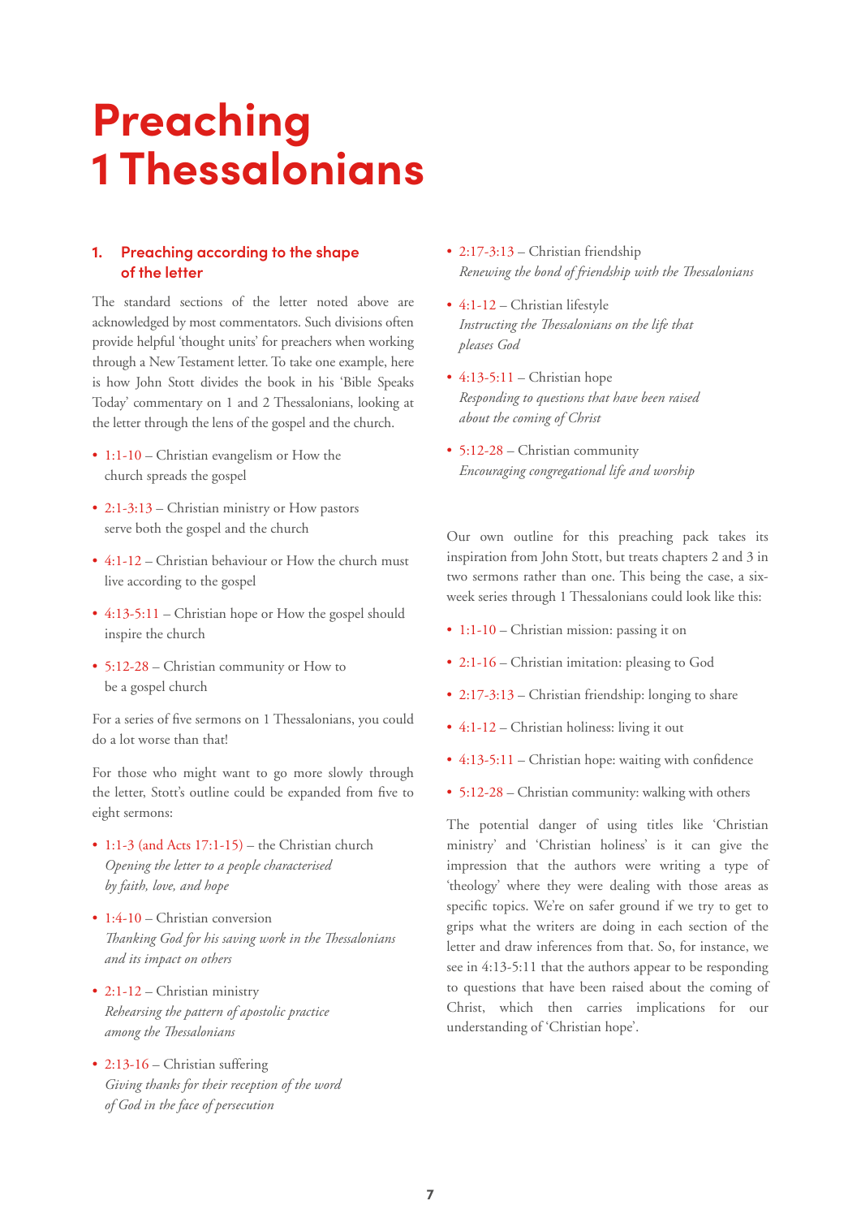# Preaching 1 Thessalonians

## 1. Preaching according to the shape of the letter

The standard sections of the letter noted above are acknowledged by most commentators. Such divisions often provide helpful 'thought units' for preachers when working through a New Testament letter. To take one example, here is how John Stott divides the book in his 'Bible Speaks Today' commentary on 1 and 2 Thessalonians, looking at the letter through the lens of the gospel and the church.

- 1:1-10 – Christian evangelism or How the church spreads the gospel
- 2:1-3:13 – Christian ministry or How pastors serve both the gospel and the church
- 4:1-12 – Christian behaviour or How the church must live according to the gospel
- 4:13-5:11 – Christian hope or How the gospel should inspire the church
- 5:12-28 – Christian community or How to be a gospel church

For a series of five sermons on 1 Thessalonians, you could do a lot worse than that!

For those who might want to go more slowly through the letter, Stott's outline could be expanded from five to eight sermons:

- 1:1-3 (and Acts 17:1-15) – the Christian church
  *Opening the letter to a people characterised by faith, love, and hope*
- 1:4-10 – Christian conversion
  *Thanking God for his saving work in the Thessalonians and its impact on others*
- 2:1-12 – Christian ministry
  *Rehearsing the pattern of apostolic practice among the Thessalonians*
- 2:13-16 – Christian suffering
  *Giving thanks for their reception of the word of God in the face of persecution*
- 2:17-3:13 – Christian friendship
  *Renewing the bond of friendship with the Thessalonians*
- 4:1-12 – Christian lifestyle
  *Instructing the Thessalonians on the life that pleases God*
- 4:13-5:11 – Christian hope
  *Responding to questions that have been raised about the coming of Christ*
- 5:12-28 – Christian community
  *Encouraging congregational life and worship*

Our own outline for this preaching pack takes its inspiration from John Stott, but treats chapters 2 and 3 in two sermons rather than one. This being the case, a six-week series through 1 Thessalonians could look like this:

- 1:1-10 – Christian mission: passing it on
- 2:1-16 – Christian imitation: pleasing to God
- 2:17-3:13 – Christian friendship: longing to share
- 4:1-12 – Christian holiness: living it out
- 4:13-5:11 – Christian hope: waiting with confidence
- 5:12-28 – Christian community: walking with others

The potential danger of using titles like 'Christian ministry' and 'Christian holiness' is it can give the impression that the authors were writing a type of 'theology' where they were dealing with those areas as specific topics. We're on safer ground if we try to get to grips what the writers are doing in each section of the letter and draw inferences from that. So, for instance, we see in 4:13-5:11 that the authors appear to be responding to questions that have been raised about the coming of Christ, which then carries implications for our understanding of 'Christian hope'.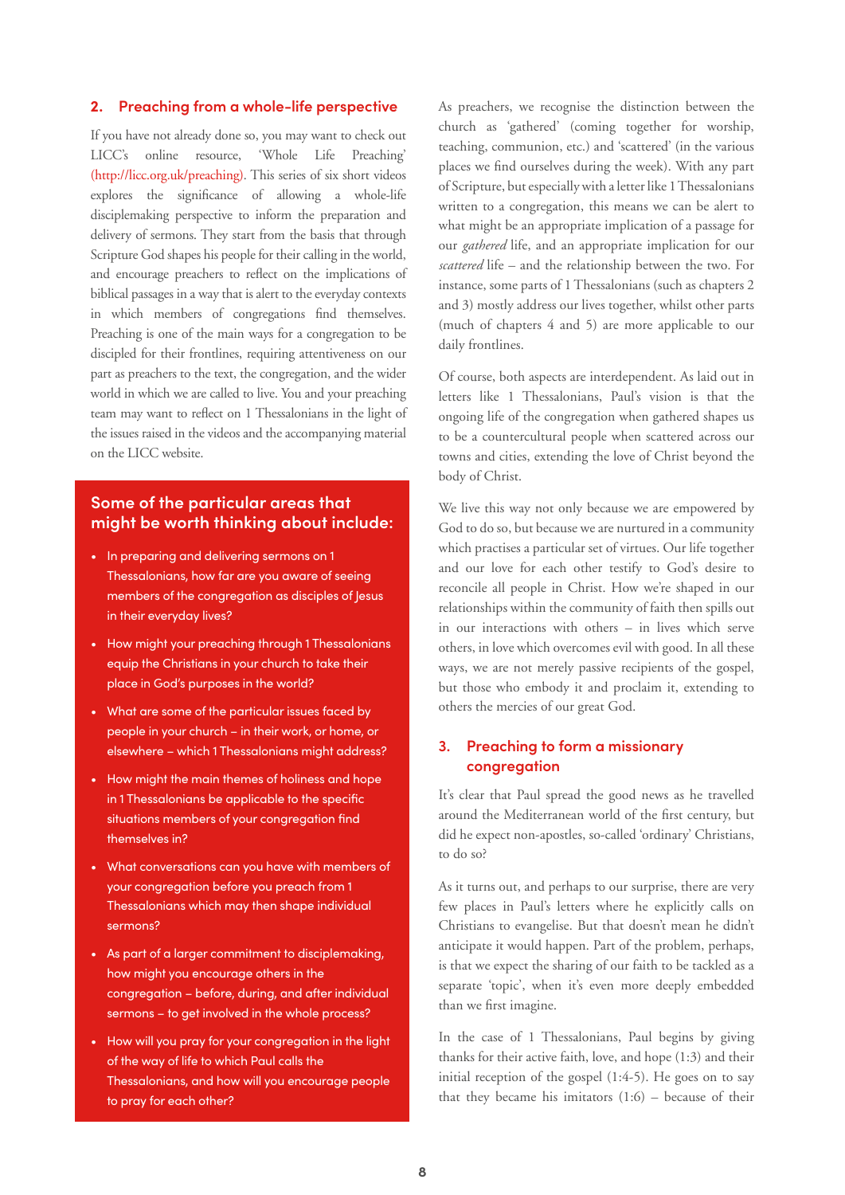## 2. Preaching from a whole-life perspective

If you have not already done so, you may want to check out LICC's online resource, 'Whole Life Preaching' (http://licc.org.uk/preaching). This series of six short videos explores the significance of allowing a whole-life disciplemaking perspective to inform the preparation and delivery of sermons. They start from the basis that through Scripture God shapes his people for their calling in the world, and encourage preachers to reflect on the implications of biblical passages in a way that is alert to the everyday contexts in which members of congregations find themselves. Preaching is one of the main ways for a congregation to be discipled for their frontlines, requiring attentiveness on our part as preachers to the text, the congregation, and the wider world in which we are called to live. You and your preaching team may want to reflect on 1 Thessalonians in the light of the issues raised in the videos and the accompanying material on the LICC website.

### Some of the particular areas that might be worth thinking about include:

- In preparing and delivering sermons on 1 Thessalonians, how far are you aware of seeing members of the congregation as disciples of Jesus in their everyday lives?
- How might your preaching through 1 Thessalonians equip the Christians in your church to take their place in God's purposes in the world?
- What are some of the particular issues faced by people in your church – in their work, or home, or elsewhere – which 1 Thessalonians might address?
- How might the main themes of holiness and hope in 1 Thessalonians be applicable to the specific situations members of your congregation find themselves in?
- What conversations can you have with members of your congregation before you preach from 1 Thessalonians which may then shape individual sermons?
- As part of a larger commitment to disciplemaking, how might you encourage others in the congregation – before, during, and after individual sermons – to get involved in the whole process?
- How will you pray for your congregation in the light of the way of life to which Paul calls the Thessalonians, and how will you encourage people to pray for each other?

As preachers, we recognise the distinction between the church as 'gathered' (coming together for worship, teaching, communion, etc.) and 'scattered' (in the various places we find ourselves during the week). With any part of Scripture, but especially with a letter like 1 Thessalonians written to a congregation, this means we can be alert to what might be an appropriate implication of a passage for our *gathered* life, and an appropriate implication for our *scattered* life – and the relationship between the two. For instance, some parts of 1 Thessalonians (such as chapters 2 and 3) mostly address our lives together, whilst other parts (much of chapters 4 and 5) are more applicable to our daily frontlines.

Of course, both aspects are interdependent. As laid out in letters like 1 Thessalonians, Paul's vision is that the ongoing life of the congregation when gathered shapes us to be a countercultural people when scattered across our towns and cities, extending the love of Christ beyond the body of Christ.

We live this way not only because we are empowered by God to do so, but because we are nurtured in a community which practises a particular set of virtues. Our life together and our love for each other testify to God's desire to reconcile all people in Christ. How we're shaped in our relationships within the community of faith then spills out in our interactions with others – in lives which serve others, in love which overcomes evil with good. In all these ways, we are not merely passive recipients of the gospel, but those who embody it and proclaim it, extending to others the mercies of our great God.

## 3. Preaching to form a missionary congregation

It's clear that Paul spread the good news as he travelled around the Mediterranean world of the first century, but did he expect non-apostles, so-called 'ordinary' Christians, to do so?

As it turns out, and perhaps to our surprise, there are very few places in Paul's letters where he explicitly calls on Christians to evangelise. But that doesn't mean he didn't anticipate it would happen. Part of the problem, perhaps, is that we expect the sharing of our faith to be tackled as a separate 'topic', when it's even more deeply embedded than we first imagine.

In the case of 1 Thessalonians, Paul begins by giving thanks for their active faith, love, and hope (1:3) and their initial reception of the gospel (1:4-5). He goes on to say that they became his imitators (1:6) – because of their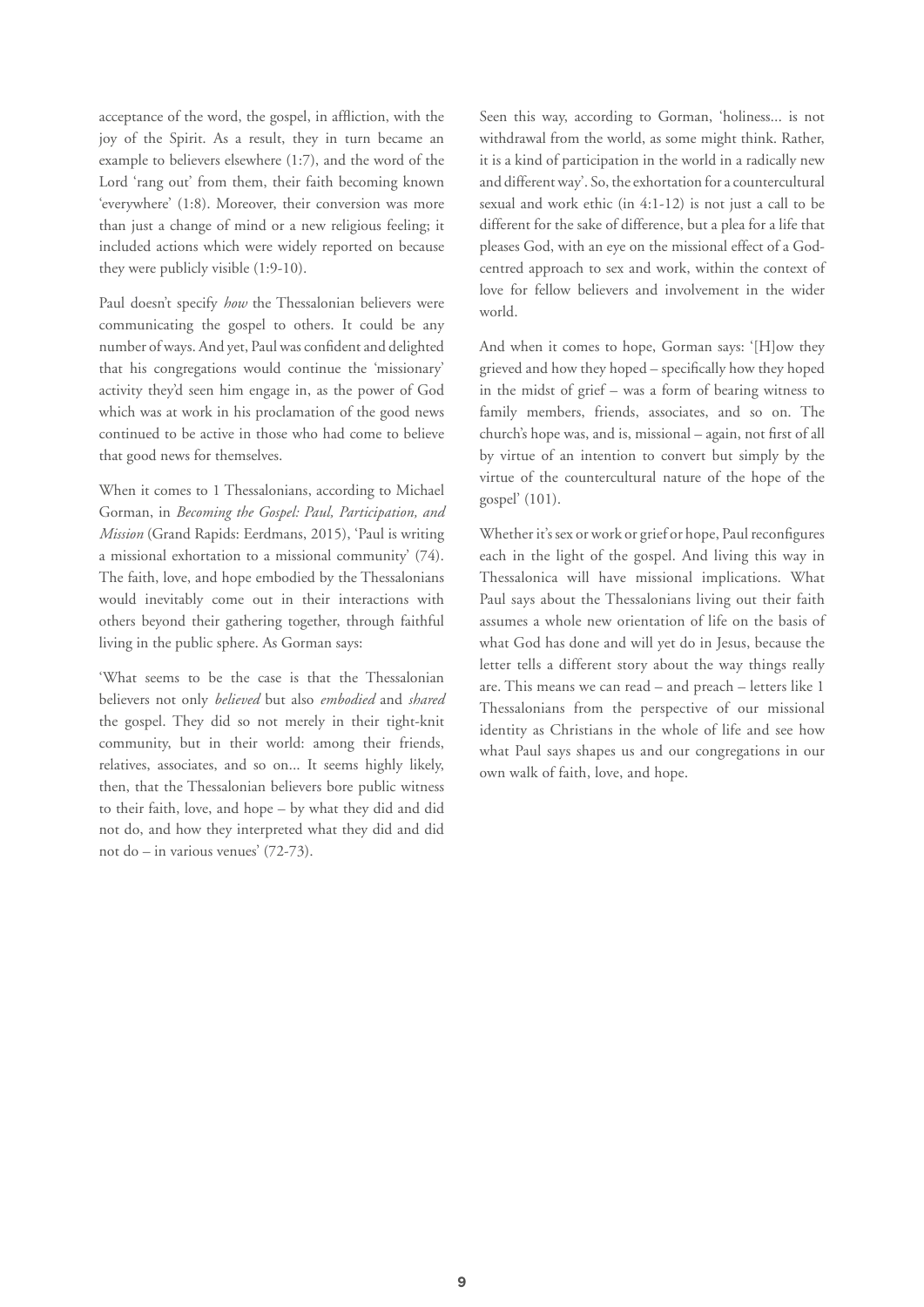acceptance of the word, the gospel, in affliction, with the joy of the Spirit. As a result, they in turn became an example to believers elsewhere (1:7), and the word of the Lord 'rang out' from them, their faith becoming known 'everywhere' (1:8). Moreover, their conversion was more than just a change of mind or a new religious feeling; it included actions which were widely reported on because they were publicly visible (1:9-10).

Paul doesn't specify *how* the Thessalonian believers were communicating the gospel to others. It could be any number of ways. And yet, Paul was confident and delighted that his congregations would continue the 'missionary' activity they'd seen him engage in, as the power of God which was at work in his proclamation of the good news continued to be active in those who had come to believe that good news for themselves.

When it comes to 1 Thessalonians, according to Michael Gorman, in *Becoming the Gospel: Paul, Participation, and Mission* (Grand Rapids: Eerdmans, 2015), 'Paul is writing a missional exhortation to a missional community' (74). The faith, love, and hope embodied by the Thessalonians would inevitably come out in their interactions with others beyond their gathering together, through faithful living in the public sphere. As Gorman says:

'What seems to be the case is that the Thessalonian believers not only *believed* but also *embodied* and *shared* the gospel. They did so not merely in their tight-knit community, but in their world: among their friends, relatives, associates, and so on... It seems highly likely, then, that the Thessalonian believers bore public witness to their faith, love, and hope – by what they did and did not do, and how they interpreted what they did and did not do – in various venues' (72-73).

Seen this way, according to Gorman, 'holiness... is not withdrawal from the world, as some might think. Rather, it is a kind of participation in the world in a radically new and different way'. So, the exhortation for a countercultural sexual and work ethic (in 4:1-12) is not just a call to be different for the sake of difference, but a plea for a life that pleases God, with an eye on the missional effect of a God-centred approach to sex and work, within the context of love for fellow believers and involvement in the wider world.

And when it comes to hope, Gorman says: '[H]ow they grieved and how they hoped – specifically how they hoped in the midst of grief – was a form of bearing witness to family members, friends, associates, and so on. The church's hope was, and is, missional – again, not first of all by virtue of an intention to convert but simply by the virtue of the countercultural nature of the hope of the gospel' (101).

Whether it's sex or work or grief or hope, Paul reconfigures each in the light of the gospel. And living this way in Thessalonica will have missional implications. What Paul says about the Thessalonians living out their faith assumes a whole new orientation of life on the basis of what God has done and will yet do in Jesus, because the letter tells a different story about the way things really are. This means we can read – and preach – letters like 1 Thessalonians from the perspective of our missional identity as Christians in the whole of life and see how what Paul says shapes us and our congregations in our own walk of faith, love, and hope.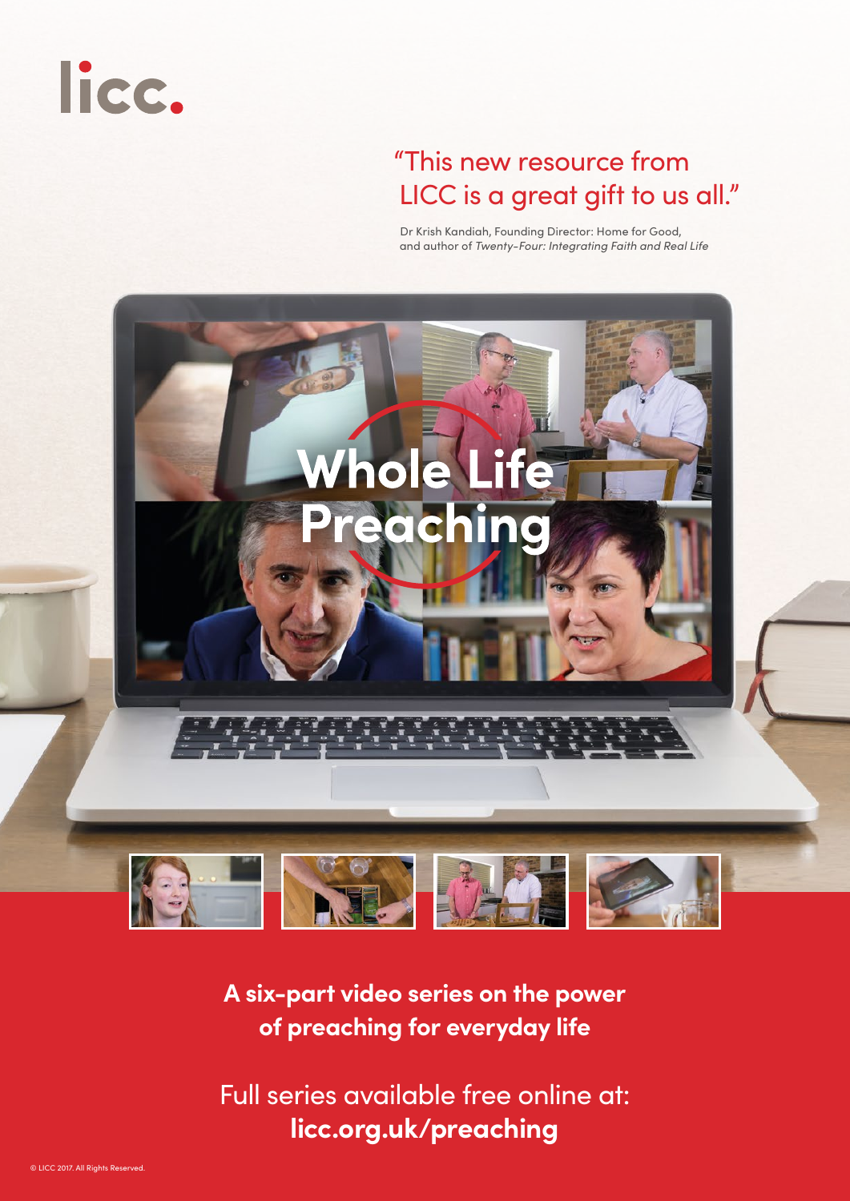licc.

"This new resource from LICC is a great gift to us all."

Dr Krish Kandiah, Founding Director: Home for Good, and author of *Twenty-Four: Integrating Faith and Real Life*

# Whole Life Preaching

**A six-part video series on the power of preaching for everyday life**

Full series available free online at:
**licc.org.uk/preaching**

© LICC 2017. All Rights Reserved.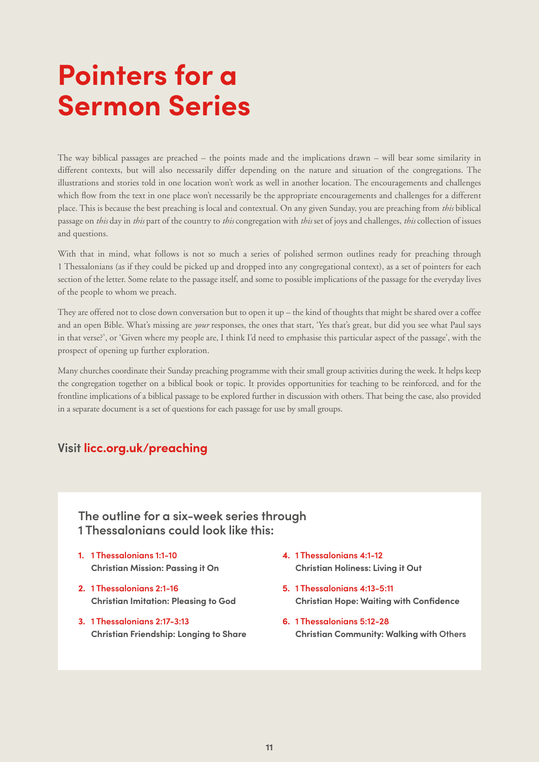# Pointers for a Sermon Series

The way biblical passages are preached – the points made and the implications drawn – will bear some similarity in different contexts, but will also necessarily differ depending on the nature and situation of the congregations. The illustrations and stories told in one location won't work as well in another location. The encouragements and challenges which flow from the text in one place won't necessarily be the appropriate encouragements and challenges for a different place. This is because the best preaching is local and contextual. On any given Sunday, you are preaching from *this* biblical passage on *this* day in *this* part of the country to *this* congregation with *this* set of joys and challenges, *this* collection of issues and questions.

With that in mind, what follows is not so much a series of polished sermon outlines ready for preaching through 1 Thessalonians (as if they could be picked up and dropped into any congregational context), as a set of pointers for each section of the letter. Some relate to the passage itself, and some to possible implications of the passage for the everyday lives of the people to whom we preach.

They are offered not to close down conversation but to open it up – the kind of thoughts that might be shared over a coffee and an open Bible. What's missing are *your* responses, the ones that start, 'Yes that's great, but did you see what Paul says in that verse?', or 'Given where my people are, I think I'd need to emphasise this particular aspect of the passage', with the prospect of opening up further exploration.

Many churches coordinate their Sunday preaching programme with their small group activities during the week. It helps keep the congregation together on a biblical book or topic. It provides opportunities for teaching to be reinforced, and for the frontline implications of a biblical passage to be explored further in discussion with others. That being the case, also provided in a separate document is a set of questions for each passage for use by small groups.

**Visit licc.org.uk/preaching**

### The outline for a six-week series through 1 Thessalonians could look like this:

1. 1 Thessalonians 1:1-10
   **Christian Mission: Passing it On**
2. 1 Thessalonians 2:1-16
   **Christian Imitation: Pleasing to God**
3. 1 Thessalonians 2:17-3:13
   **Christian Friendship: Longing to Share**
4. 1 Thessalonians 4:1-12
   **Christian Holiness: Living it Out**
5. 1 Thessalonians 4:13-5:11
   **Christian Hope: Waiting with Confidence**
6. 1 Thessalonians 5:12-28
   **Christian Community: Walking with Others**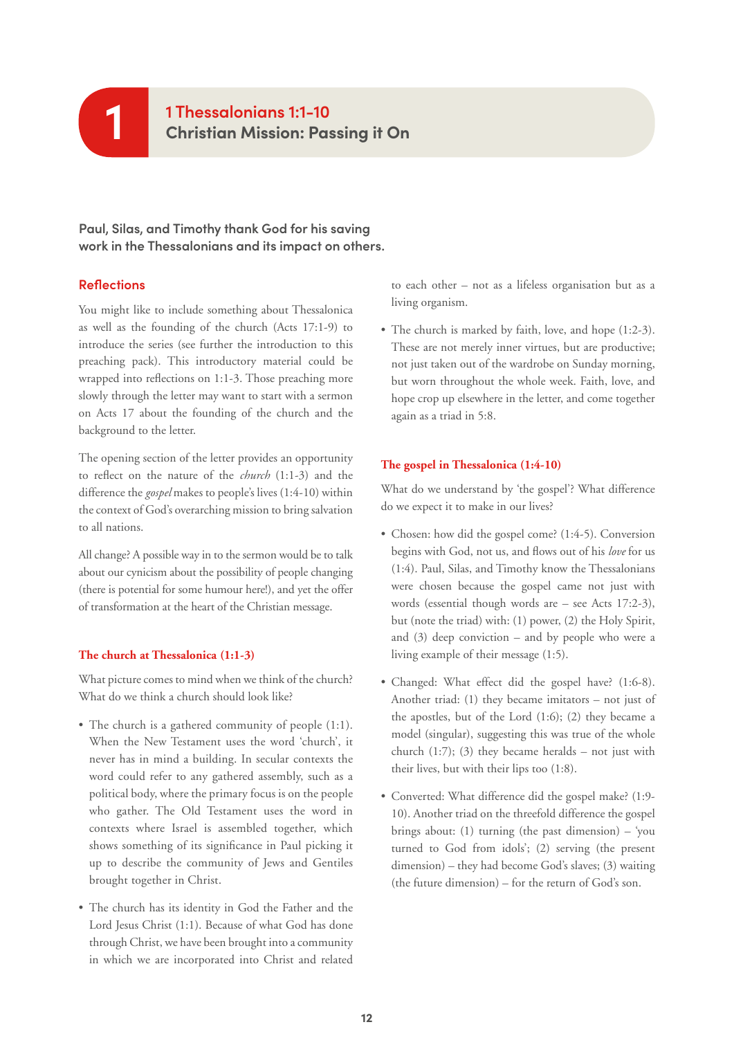# 1 Thessalonians 1:1-10
## Christian Mission: Passing it On

**Paul, Silas, and Timothy thank God for his saving work in the Thessalonians and its impact on others.**

## Reflections

You might like to include something about Thessalonica as well as the founding of the church (Acts 17:1-9) to introduce the series (see further the introduction to this preaching pack). This introductory material could be wrapped into reflections on 1:1-3. Those preaching more slowly through the letter may want to start with a sermon on Acts 17 about the founding of the church and the background to the letter.

The opening section of the letter provides an opportunity to reflect on the nature of the *church* (1:1-3) and the difference the *gospel* makes to people's lives (1:4-10) within the context of God's overarching mission to bring salvation to all nations.

All change? A possible way in to the sermon would be to talk about our cynicism about the possibility of people changing (there is potential for some humour here!), and yet the offer of transformation at the heart of the Christian message.

### The church at Thessalonica (1:1-3)

What picture comes to mind when we think of the church? What do we think a church should look like?

- The church is a gathered community of people (1:1). When the New Testament uses the word 'church', it never has in mind a building. In secular contexts the word could refer to any gathered assembly, such as a political body, where the primary focus is on the people who gather. The Old Testament uses the word in contexts where Israel is assembled together, which shows something of its significance in Paul picking it up to describe the community of Jews and Gentiles brought together in Christ.
- The church has its identity in God the Father and the Lord Jesus Christ (1:1). Because of what God has done through Christ, we have been brought into a community in which we are incorporated into Christ and related to each other – not as a lifeless organisation but as a living organism.
- The church is marked by faith, love, and hope (1:2-3). These are not merely inner virtues, but are productive; not just taken out of the wardrobe on Sunday morning, but worn throughout the whole week. Faith, love, and hope crop up elsewhere in the letter, and come together again as a triad in 5:8.

### The gospel in Thessalonica (1:4-10)

What do we understand by 'the gospel'? What difference do we expect it to make in our lives?

- Chosen: how did the gospel come? (1:4-5). Conversion begins with God, not us, and flows out of his *love* for us (1:4). Paul, Silas, and Timothy know the Thessalonians were chosen because the gospel came not just with words (essential though words are – see Acts 17:2-3), but (note the triad) with: (1) power, (2) the Holy Spirit, and (3) deep conviction – and by people who were a living example of their message (1:5).
- Changed: What effect did the gospel have? (1:6-8). Another triad: (1) they became imitators – not just of the apostles, but of the Lord (1:6); (2) they became a model (singular), suggesting this was true of the whole church (1:7); (3) they became heralds – not just with their lives, but with their lips too (1:8).
- Converted: What difference did the gospel make? (1:9-10). Another triad on the threefold difference the gospel brings about: (1) turning (the past dimension) – 'you turned to God from idols'; (2) serving (the present dimension) – they had become God's slaves; (3) waiting (the future dimension) – for the return of God's son.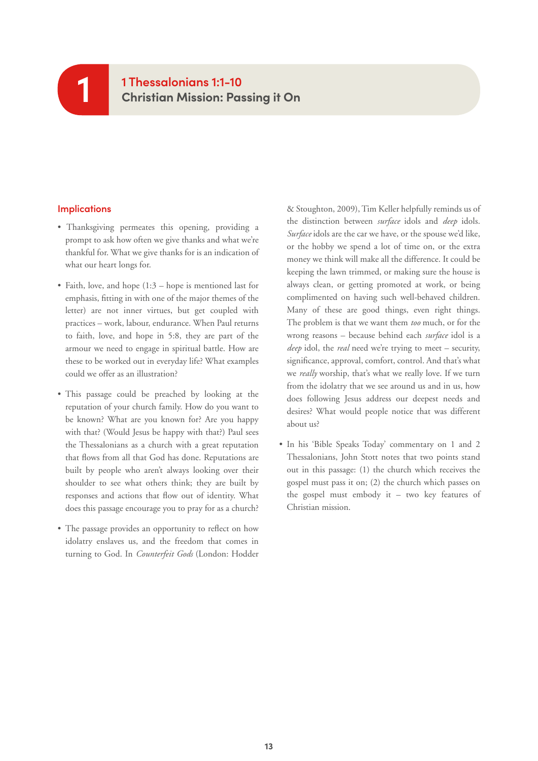# 1

## 1 Thessalonians 1:1-10
## Christian Mission: Passing it On

### Implications

- Thanksgiving permeates this opening, providing a prompt to ask how often we give thanks and what we're thankful for. What we give thanks for is an indication of what our heart longs for.

- Faith, love, and hope (1:3 – hope is mentioned last for emphasis, fitting in with one of the major themes of the letter) are not inner virtues, but get coupled with practices – work, labour, endurance. When Paul returns to faith, love, and hope in 5:8, they are part of the armour we need to engage in spiritual battle. How are these to be worked out in everyday life? What examples could we offer as an illustration?

- This passage could be preached by looking at the reputation of your church family. How do you want to be known? What are you known for? Are you happy with that? (Would Jesus be happy with that?) Paul sees the Thessalonians as a church with a great reputation that flows from all that God has done. Reputations are built by people who aren't always looking over their shoulder to see what others think; they are built by responses and actions that flow out of identity. What does this passage encourage you to pray for as a church?

- The passage provides an opportunity to reflect on how idolatry enslaves us, and the freedom that comes in turning to God. In *Counterfeit Gods* (London: Hodder & Stoughton, 2009), Tim Keller helpfully reminds us of the distinction between *surface* idols and *deep* idols. *Surface* idols are the car we have, or the spouse we'd like, or the hobby we spend a lot of time on, or the extra money we think will make all the difference. It could be keeping the lawn trimmed, or making sure the house is always clean, or getting promoted at work, or being complimented on having such well-behaved children. Many of these are good things, even right things. The problem is that we want them *too* much, or for the wrong reasons – because behind each *surface* idol is a *deep* idol, the *real* need we're trying to meet – security, significance, approval, comfort, control. And that's what we *really* worship, that's what we really love. If we turn from the idolatry that we see around us and in us, how does following Jesus address our deepest needs and desires? What would people notice that was different about us?

- In his 'Bible Speaks Today' commentary on 1 and 2 Thessalonians, John Stott notes that two points stand out in this passage: (1) the church which receives the gospel must pass it on; (2) the church which passes on the gospel must embody it – two key features of Christian mission.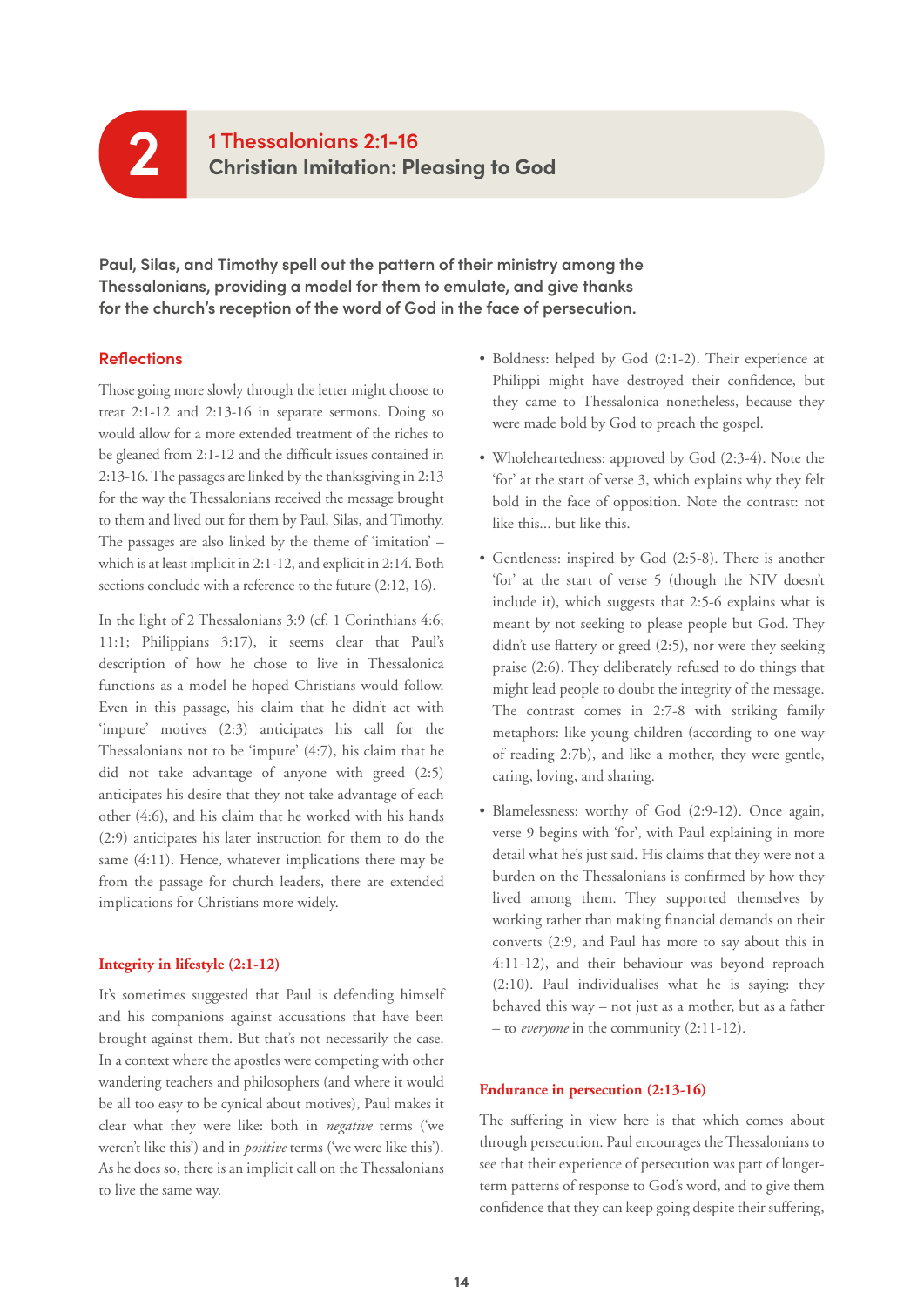# 2 1 Thessalonians 2:1-16 Christian Imitation: Pleasing to God

**Paul, Silas, and Timothy spell out the pattern of their ministry among the Thessalonians, providing a model for them to emulate, and give thanks for the church's reception of the word of God in the face of persecution.**

## Reflections

Those going more slowly through the letter might choose to treat 2:1-12 and 2:13-16 in separate sermons. Doing so would allow for a more extended treatment of the riches to be gleaned from 2:1-12 and the difficult issues contained in 2:13-16. The passages are linked by the thanksgiving in 2:13 for the way the Thessalonians received the message brought to them and lived out for them by Paul, Silas, and Timothy. The passages are also linked by the theme of 'imitation' – which is at least implicit in 2:1-12, and explicit in 2:14. Both sections conclude with a reference to the future (2:12, 16).

In the light of 2 Thessalonians 3:9 (cf. 1 Corinthians 4:6; 11:1; Philippians 3:17), it seems clear that Paul's description of how he chose to live in Thessalonica functions as a model he hoped Christians would follow. Even in this passage, his claim that he didn't act with 'impure' motives (2:3) anticipates his call for the Thessalonians not to be 'impure' (4:7), his claim that he did not take advantage of anyone with greed (2:5) anticipates his desire that they not take advantage of each other (4:6), and his claim that he worked with his hands (2:9) anticipates his later instruction for them to do the same (4:11). Hence, whatever implications there may be from the passage for church leaders, there are extended implications for Christians more widely.

### Integrity in lifestyle (2:1-12)

It's sometimes suggested that Paul is defending himself and his companions against accusations that have been brought against them. But that's not necessarily the case. In a context where the apostles were competing with other wandering teachers and philosophers (and where it would be all too easy to be cynical about motives), Paul makes it clear what they were like: both in *negative* terms ('we weren't like this') and in *positive* terms ('we were like this'). As he does so, there is an implicit call on the Thessalonians to live the same way.

- Boldness: helped by God (2:1-2). Their experience at Philippi might have destroyed their confidence, but they came to Thessalonica nonetheless, because they were made bold by God to preach the gospel.

- Wholeheartedness: approved by God (2:3-4). Note the 'for' at the start of verse 3, which explains why they felt bold in the face of opposition. Note the contrast: not like this... but like this.

- Gentleness: inspired by God (2:5-8). There is another 'for' at the start of verse 5 (though the NIV doesn't include it), which suggests that 2:5-6 explains what is meant by not seeking to please people but God. They didn't use flattery or greed (2:5), nor were they seeking praise (2:6). They deliberately refused to do things that might lead people to doubt the integrity of the message. The contrast comes in 2:7-8 with striking family metaphors: like young children (according to one way of reading 2:7b), and like a mother, they were gentle, caring, loving, and sharing.

- Blamelessness: worthy of God (2:9-12). Once again, verse 9 begins with 'for', with Paul explaining in more detail what he's just said. His claims that they were not a burden on the Thessalonians is confirmed by how they lived among them. They supported themselves by working rather than making financial demands on their converts (2:9, and Paul has more to say about this in 4:11-12), and their behaviour was beyond reproach (2:10). Paul individualises what he is saying: they behaved this way – not just as a mother, but as a father – to *everyone* in the community (2:11-12).

### Endurance in persecution (2:13-16)

The suffering in view here is that which comes about through persecution. Paul encourages the Thessalonians to see that their experience of persecution was part of longer-term patterns of response to God's word, and to give them confidence that they can keep going despite their suffering,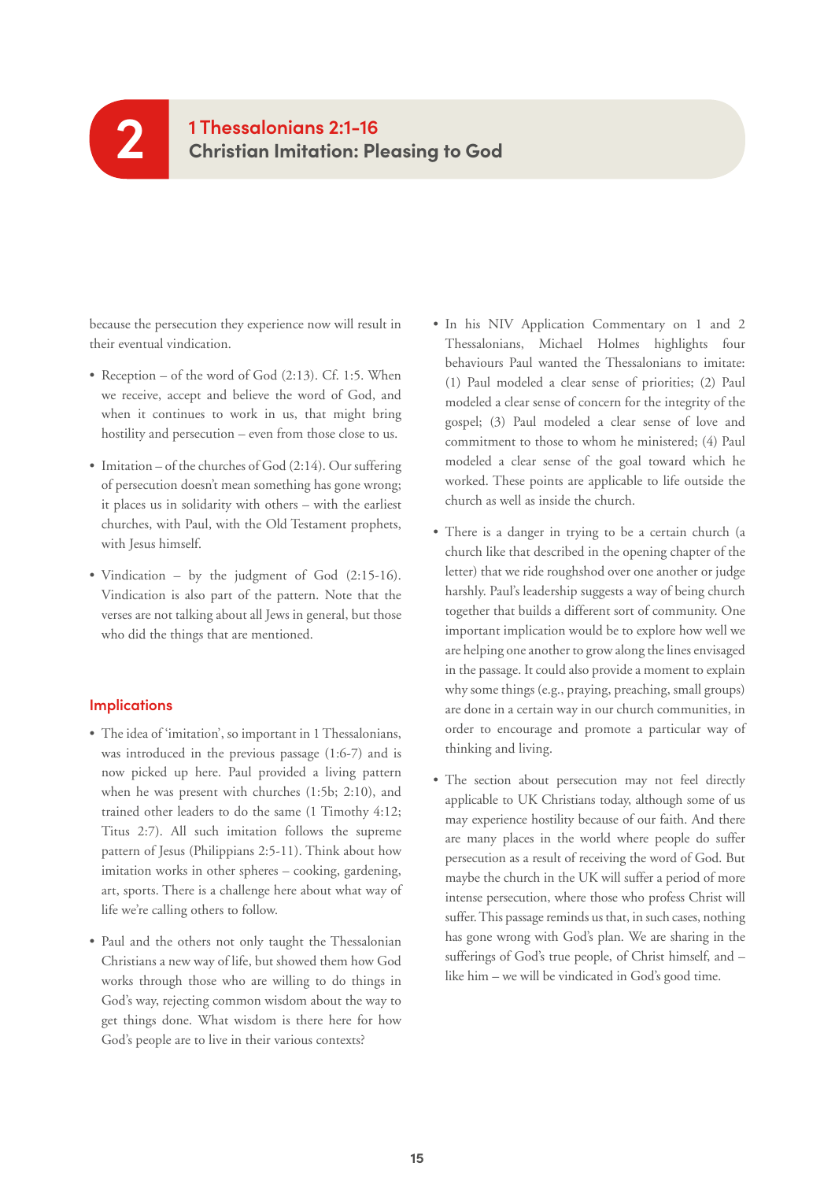# 2 1 Thessalonians 2:1-16
## Christian Imitation: Pleasing to God

because the persecution they experience now will result in their eventual vindication.

- Reception – of the word of God (2:13). Cf. 1:5. When we receive, accept and believe the word of God, and when it continues to work in us, that might bring hostility and persecution – even from those close to us.
- Imitation – of the churches of God (2:14). Our suffering of persecution doesn't mean something has gone wrong; it places us in solidarity with others – with the earliest churches, with Paul, with the Old Testament prophets, with Jesus himself.
- Vindication – by the judgment of God (2:15-16). Vindication is also part of the pattern. Note that the verses are not talking about all Jews in general, but those who did the things that are mentioned.

### Implications

- The idea of 'imitation', so important in 1 Thessalonians, was introduced in the previous passage (1:6-7) and is now picked up here. Paul provided a living pattern when he was present with churches (1:5b; 2:10), and trained other leaders to do the same (1 Timothy 4:12; Titus 2:7). All such imitation follows the supreme pattern of Jesus (Philippians 2:5-11). Think about how imitation works in other spheres – cooking, gardening, art, sports. There is a challenge here about what way of life we're calling others to follow.
- Paul and the others not only taught the Thessalonian Christians a new way of life, but showed them how God works through those who are willing to do things in God's way, rejecting common wisdom about the way to get things done. What wisdom is there here for how God's people are to live in their various contexts?
- In his NIV Application Commentary on 1 and 2 Thessalonians, Michael Holmes highlights four behaviours Paul wanted the Thessalonians to imitate: (1) Paul modeled a clear sense of priorities; (2) Paul modeled a clear sense of concern for the integrity of the gospel; (3) Paul modeled a clear sense of love and commitment to those to whom he ministered; (4) Paul modeled a clear sense of the goal toward which he worked. These points are applicable to life outside the church as well as inside the church.
- There is a danger in trying to be a certain church (a church like that described in the opening chapter of the letter) that we ride roughshod over one another or judge harshly. Paul's leadership suggests a way of being church together that builds a different sort of community. One important implication would be to explore how well we are helping one another to grow along the lines envisaged in the passage. It could also provide a moment to explain why some things (e.g., praying, preaching, small groups) are done in a certain way in our church communities, in order to encourage and promote a particular way of thinking and living.
- The section about persecution may not feel directly applicable to UK Christians today, although some of us may experience hostility because of our faith. And there are many places in the world where people do suffer persecution as a result of receiving the word of God. But maybe the church in the UK will suffer a period of more intense persecution, where those who profess Christ will suffer. This passage reminds us that, in such cases, nothing has gone wrong with God's plan. We are sharing in the sufferings of God's true people, of Christ himself, and – like him – we will be vindicated in God's good time.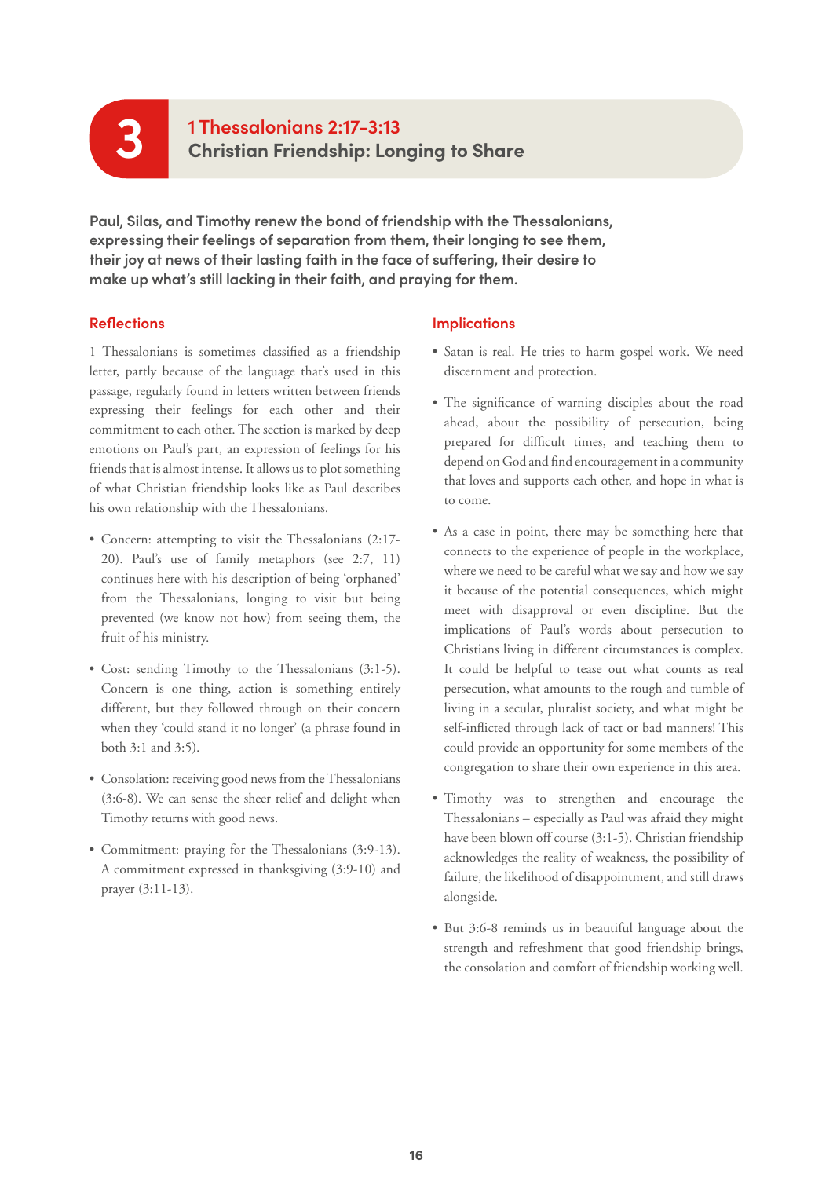# 3 1 Thessalonians 2:17-3:13
## Christian Friendship: Longing to Share

**Paul, Silas, and Timothy renew the bond of friendship with the Thessalonians, expressing their feelings of separation from them, their longing to see them, their joy at news of their lasting faith in the face of suffering, their desire to make up what's still lacking in their faith, and praying for them.**

### Reflections

1 Thessalonians is sometimes classified as a friendship letter, partly because of the language that's used in this passage, regularly found in letters written between friends expressing their feelings for each other and their commitment to each other. The section is marked by deep emotions on Paul's part, an expression of feelings for his friends that is almost intense. It allows us to plot something of what Christian friendship looks like as Paul describes his own relationship with the Thessalonians.

- Concern: attempting to visit the Thessalonians (2:17-20). Paul's use of family metaphors (see 2:7, 11) continues here with his description of being 'orphaned' from the Thessalonians, longing to visit but being prevented (we know not how) from seeing them, the fruit of his ministry.
- Cost: sending Timothy to the Thessalonians (3:1-5). Concern is one thing, action is something entirely different, but they followed through on their concern when they 'could stand it no longer' (a phrase found in both 3:1 and 3:5).
- Consolation: receiving good news from the Thessalonians (3:6-8). We can sense the sheer relief and delight when Timothy returns with good news.
- Commitment: praying for the Thessalonians (3:9-13). A commitment expressed in thanksgiving (3:9-10) and prayer (3:11-13).

### Implications

- Satan is real. He tries to harm gospel work. We need discernment and protection.
- The significance of warning disciples about the road ahead, about the possibility of persecution, being prepared for difficult times, and teaching them to depend on God and find encouragement in a community that loves and supports each other, and hope in what is to come.
- As a case in point, there may be something here that connects to the experience of people in the workplace, where we need to be careful what we say and how we say it because of the potential consequences, which might meet with disapproval or even discipline. But the implications of Paul's words about persecution to Christians living in different circumstances is complex. It could be helpful to tease out what counts as real persecution, what amounts to the rough and tumble of living in a secular, pluralist society, and what might be self-inflicted through lack of tact or bad manners! This could provide an opportunity for some members of the congregation to share their own experience in this area.
- Timothy was to strengthen and encourage the Thessalonians – especially as Paul was afraid they might have been blown off course (3:1-5). Christian friendship acknowledges the reality of weakness, the possibility of failure, the likelihood of disappointment, and still draws alongside.
- But 3:6-8 reminds us in beautiful language about the strength and refreshment that good friendship brings, the consolation and comfort of friendship working well.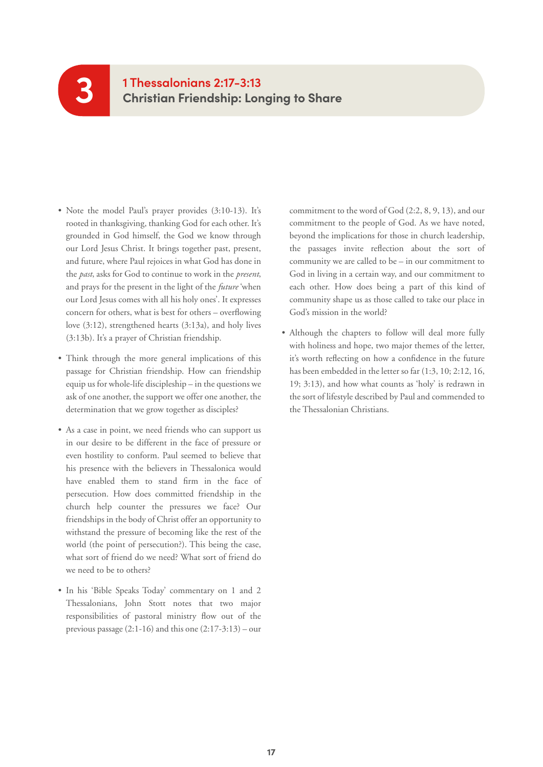# 3 1 Thessalonians 2:17-3:13
## Christian Friendship: Longing to Share

- Note the model Paul's prayer provides (3:10-13). It's rooted in thanksgiving, thanking God for each other. It's grounded in God himself, the God we know through our Lord Jesus Christ. It brings together past, present, and future, where Paul rejoices in what God has done in the *past*, asks for God to continue to work in the *present*, and prays for the present in the light of the *future* 'when our Lord Jesus comes with all his holy ones'. It expresses concern for others, what is best for others – overflowing love (3:12), strengthened hearts (3:13a), and holy lives (3:13b). It's a prayer of Christian friendship.

- Think through the more general implications of this passage for Christian friendship. How can friendship equip us for whole-life discipleship – in the questions we ask of one another, the support we offer one another, the determination that we grow together as disciples?

- As a case in point, we need friends who can support us in our desire to be different in the face of pressure or even hostility to conform. Paul seemed to believe that his presence with the believers in Thessalonica would have enabled them to stand firm in the face of persecution. How does committed friendship in the church help counter the pressures we face? Our friendships in the body of Christ offer an opportunity to withstand the pressure of becoming like the rest of the world (the point of persecution?). This being the case, what sort of friend do we need? What sort of friend do we need to be to others?

- In his 'Bible Speaks Today' commentary on 1 and 2 Thessalonians, John Stott notes that two major responsibilities of pastoral ministry flow out of the previous passage (2:1-16) and this one (2:17-3:13) – our commitment to the word of God (2:2, 8, 9, 13), and our commitment to the people of God. As we have noted, beyond the implications for those in church leadership, the passages invite reflection about the sort of community we are called to be – in our commitment to God in living in a certain way, and our commitment to each other. How does being a part of this kind of community shape us as those called to take our place in God's mission in the world?

- Although the chapters to follow will deal more fully with holiness and hope, two major themes of the letter, it's worth reflecting on how a confidence in the future has been embedded in the letter so far (1:3, 10; 2:12, 16, 19; 3:13), and how what counts as 'holy' is redrawn in the sort of lifestyle described by Paul and commended to the Thessalonian Christians.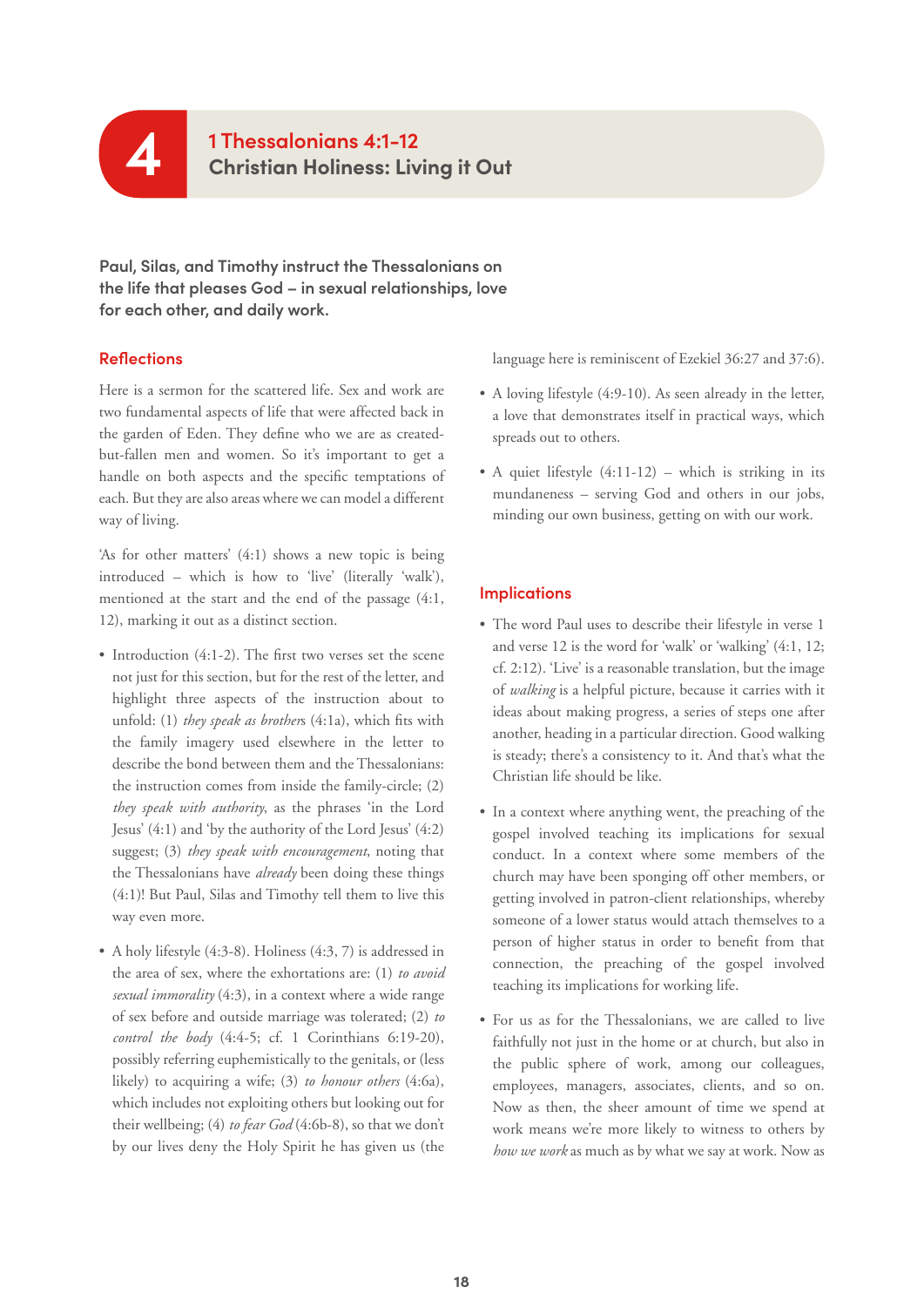# 4 1 Thessalonians 4:1-12
## Christian Holiness: Living it Out

**Paul, Silas, and Timothy instruct the Thessalonians on the life that pleases God – in sexual relationships, love for each other, and daily work.**

### Reflections

Here is a sermon for the scattered life. Sex and work are two fundamental aspects of life that were affected back in the garden of Eden. They define who we are as created-but-fallen men and women. So it's important to get a handle on both aspects and the specific temptations of each. But they are also areas where we can model a different way of living.

'As for other matters' (4:1) shows a new topic is being introduced – which is how to 'live' (literally 'walk'), mentioned at the start and the end of the passage (4:1, 12), marking it out as a distinct section.

- Introduction (4:1-2). The first two verses set the scene not just for this section, but for the rest of the letter, and highlight three aspects of the instruction about to unfold: (1) *they speak as brothers* (4:1a), which fits with the family imagery used elsewhere in the letter to describe the bond between them and the Thessalonians: the instruction comes from inside the family-circle; (2) *they speak with authority*, as the phrases 'in the Lord Jesus' (4:1) and 'by the authority of the Lord Jesus' (4:2) suggest; (3) *they speak with encouragement*, noting that the Thessalonians have *already* been doing these things (4:1)! But Paul, Silas and Timothy tell them to live this way even more.
- A holy lifestyle (4:3-8). Holiness (4:3, 7) is addressed in the area of sex, where the exhortations are: (1) *to avoid sexual immorality* (4:3), in a context where a wide range of sex before and outside marriage was tolerated; (2) *to control the body* (4:4-5; cf. 1 Corinthians 6:19-20), possibly referring euphemistically to the genitals, or (less likely) to acquiring a wife; (3) *to honour others* (4:6a), which includes not exploiting others but looking out for their wellbeing; (4) *to fear God* (4:6b-8), so that we don't by our lives deny the Holy Spirit he has given us (the language here is reminiscent of Ezekiel 36:27 and 37:6).
- A loving lifestyle (4:9-10). As seen already in the letter, a love that demonstrates itself in practical ways, which spreads out to others.
- A quiet lifestyle (4:11-12) – which is striking in its mundaneness – serving God and others in our jobs, minding our own business, getting on with our work.

### Implications

- The word Paul uses to describe their lifestyle in verse 1 and verse 12 is the word for 'walk' or 'walking' (4:1, 12; cf. 2:12). 'Live' is a reasonable translation, but the image of *walking* is a helpful picture, because it carries with it ideas about making progress, a series of steps one after another, heading in a particular direction. Good walking is steady; there's a consistency to it. And that's what the Christian life should be like.
- In a context where anything went, the preaching of the gospel involved teaching its implications for sexual conduct. In a context where some members of the church may have been sponging off other members, or getting involved in patron-client relationships, whereby someone of a lower status would attach themselves to a person of higher status in order to benefit from that connection, the preaching of the gospel involved teaching its implications for working life.
- For us as for the Thessalonians, we are called to live faithfully not just in the home or at church, but also in the public sphere of work, among our colleagues, employees, managers, associates, clients, and so on. Now as then, the sheer amount of time we spend at work means we're more likely to witness to others by *how we work* as much as by what we say at work. Now as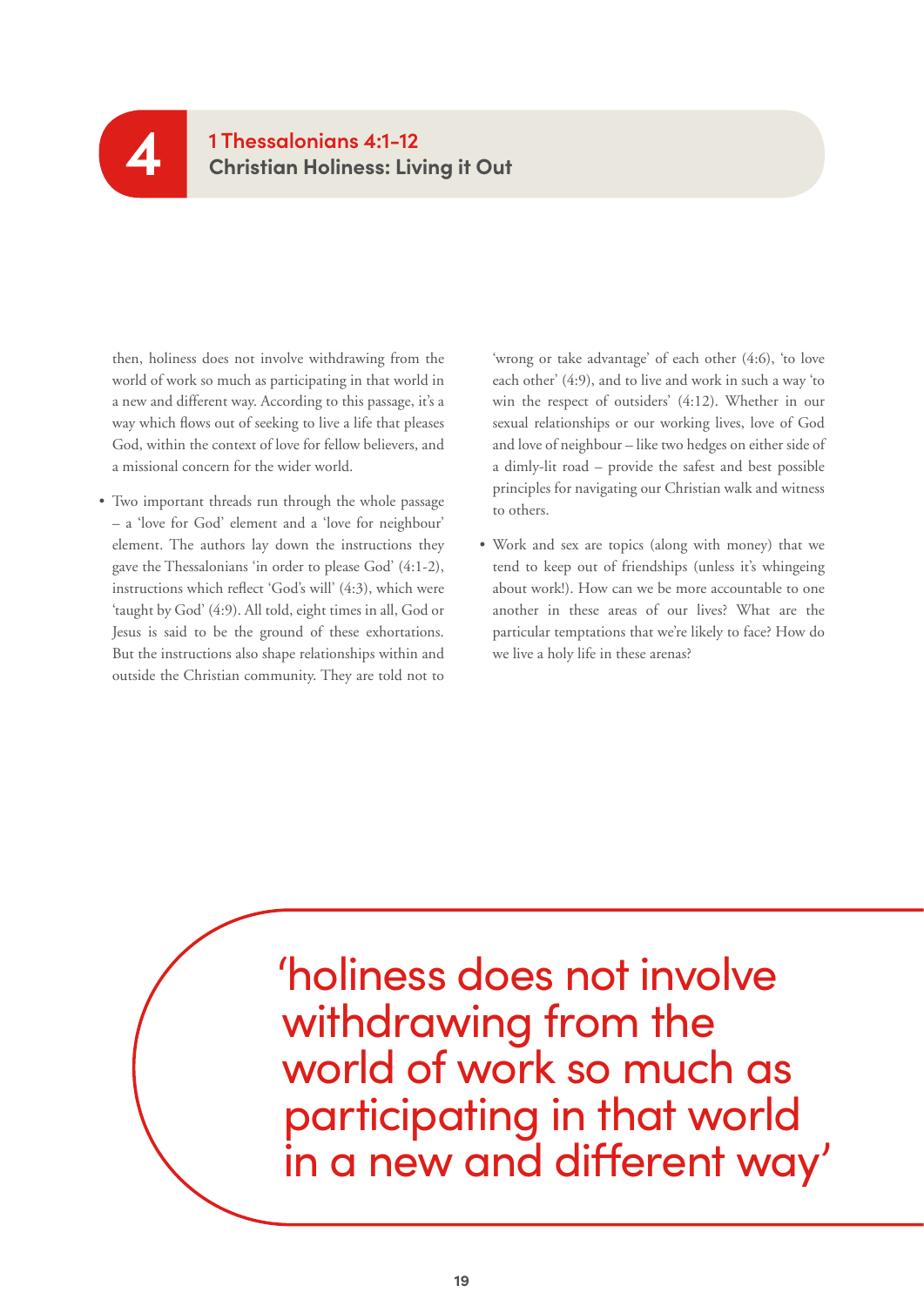then, holiness does not involve withdrawing from the world of work so much as participating in that world in a new and different way. According to this passage, it's a way which flows out of seeking to live a life that pleases God, within the context of love for fellow believers, and a missional concern for the wider world.

- Two important threads run through the whole passage – a 'love for God' element and a 'love for neighbour' element. The authors lay down the instructions they gave the Thessalonians 'in order to please God' (4:1-2), instructions which reflect 'God's will' (4:3), which were 'taught by God' (4:9). All told, eight times in all, God or Jesus is said to be the ground of these exhortations. But the instructions also shape relationships within and outside the Christian community. They are told not to 'wrong or take advantage' of each other (4:6), 'to love each other' (4:9), and to live and work in such a way 'to win the respect of outsiders' (4:12). Whether in our sexual relationships or our working lives, love of God and love of neighbour – like two hedges on either side of a dimly-lit road – provide the safest and best possible principles for navigating our Christian walk and witness to others.
- Work and sex are topics (along with money) that we tend to keep out of friendships (unless it's whingeing about work!). How can we be more accountable to one another in these areas of our lives? What are the particular temptations that we're likely to face? How do we live a holy life in these arenas?

> 'holiness does not involve withdrawing from the world of work so much as participating in that world in a new and different way'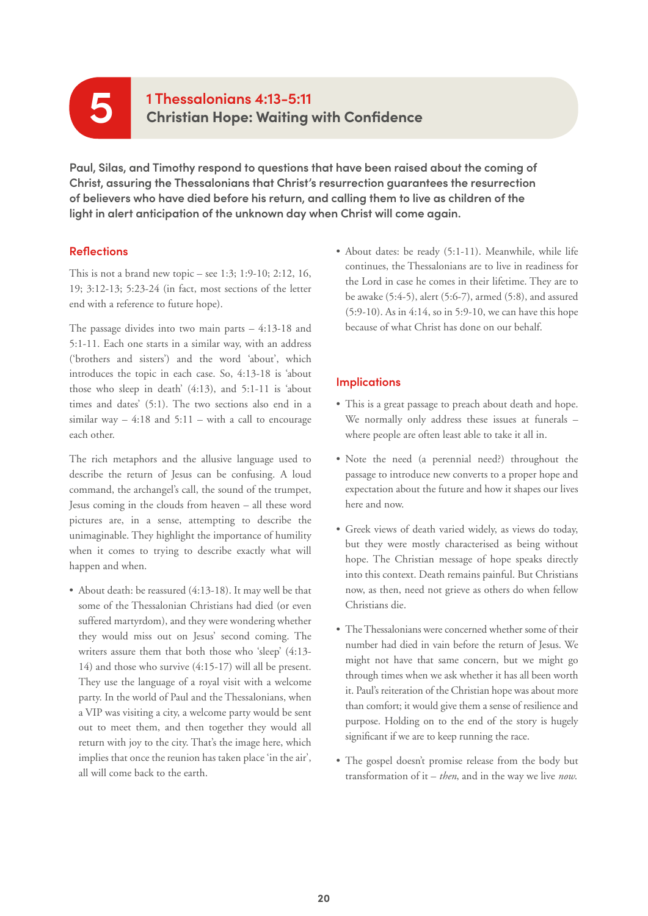# 5 1 Thessalonians 4:13-5:11
## Christian Hope: Waiting with Confidence

**Paul, Silas, and Timothy respond to questions that have been raised about the coming of Christ, assuring the Thessalonians that Christ's resurrection guarantees the resurrection of believers who have died before his return, and calling them to live as children of the light in alert anticipation of the unknown day when Christ will come again.**

### Reflections

This is not a brand new topic – see 1:3; 1:9-10; 2:12, 16, 19; 3:12-13; 5:23-24 (in fact, most sections of the letter end with a reference to future hope).

The passage divides into two main parts – 4:13-18 and 5:1-11. Each one starts in a similar way, with an address ('brothers and sisters') and the word 'about', which introduces the topic in each case. So, 4:13-18 is 'about those who sleep in death' (4:13), and 5:1-11 is 'about times and dates' (5:1). The two sections also end in a similar way – 4:18 and 5:11 – with a call to encourage each other.

The rich metaphors and the allusive language used to describe the return of Jesus can be confusing. A loud command, the archangel's call, the sound of the trumpet, Jesus coming in the clouds from heaven – all these word pictures are, in a sense, attempting to describe the unimaginable. They highlight the importance of humility when it comes to trying to describe exactly what will happen and when.

- About death: be reassured (4:13-18). It may well be that some of the Thessalonian Christians had died (or even suffered martyrdom), and they were wondering whether they would miss out on Jesus' second coming. The writers assure them that both those who 'sleep' (4:13-14) and those who survive (4:15-17) will all be present. They use the language of a royal visit with a welcome party. In the world of Paul and the Thessalonians, when a VIP was visiting a city, a welcome party would be sent out to meet them, and then together they would all return with joy to the city. That's the image here, which implies that once the reunion has taken place 'in the air', all will come back to the earth.
- About dates: be ready (5:1-11). Meanwhile, while life continues, the Thessalonians are to live in readiness for the Lord in case he comes in their lifetime. They are to be awake (5:4-5), alert (5:6-7), armed (5:8), and assured (5:9-10). As in 4:14, so in 5:9-10, we can have this hope because of what Christ has done on our behalf.

### Implications

- This is a great passage to preach about death and hope. We normally only address these issues at funerals – where people are often least able to take it all in.
- Note the need (a perennial need?) throughout the passage to introduce new converts to a proper hope and expectation about the future and how it shapes our lives here and now.
- Greek views of death varied widely, as views do today, but they were mostly characterised as being without hope. The Christian message of hope speaks directly into this context. Death remains painful. But Christians now, as then, need not grieve as others do when fellow Christians die.
- The Thessalonians were concerned whether some of their number had died in vain before the return of Jesus. We might not have that same concern, but we might go through times when we ask whether it has all been worth it. Paul's reiteration of the Christian hope was about more than comfort; it would give them a sense of resilience and purpose. Holding on to the end of the story is hugely significant if we are to keep running the race.
- The gospel doesn't promise release from the body but transformation of it – *then*, and in the way we live *now*.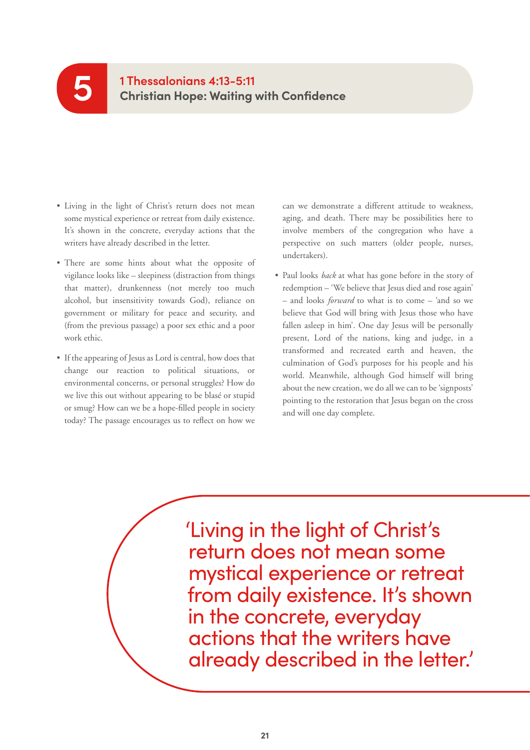# 5 1 Thessalonians 4:13-5:11
## Christian Hope: Waiting with Confidence

- Living in the light of Christ's return does not mean some mystical experience or retreat from daily existence. It's shown in the concrete, everyday actions that the writers have already described in the letter.

- There are some hints about what the opposite of vigilance looks like – sleepiness (distraction from things that matter), drunkenness (not merely too much alcohol, but insensitivity towards God), reliance on government or military for peace and security, and (from the previous passage) a poor sex ethic and a poor work ethic.

- If the appearing of Jesus as Lord is central, how does that change our reaction to political situations, or environmental concerns, or personal struggles? How do we live this out without appearing to be blasé or stupid or smug? How can we be a hope-filled people in society today? The passage encourages us to reflect on how we can we demonstrate a different attitude to weakness, aging, and death. There may be possibilities here to involve members of the congregation who have a perspective on such matters (older people, nurses, undertakers).

- Paul looks *back* at what has gone before in the story of redemption – 'We believe that Jesus died and rose again' – and looks *forward* to what is to come – 'and so we believe that God will bring with Jesus those who have fallen asleep in him'. One day Jesus will be personally present, Lord of the nations, king and judge, in a transformed and recreated earth and heaven, the culmination of God's purposes for his people and his world. Meanwhile, although God himself will bring about the new creation, we do all we can to be 'signposts' pointing to the restoration that Jesus began on the cross and will one day complete.

> 'Living in the light of Christ's return does not mean some mystical experience or retreat from daily existence. It's shown in the concrete, everyday actions that the writers have already described in the letter.'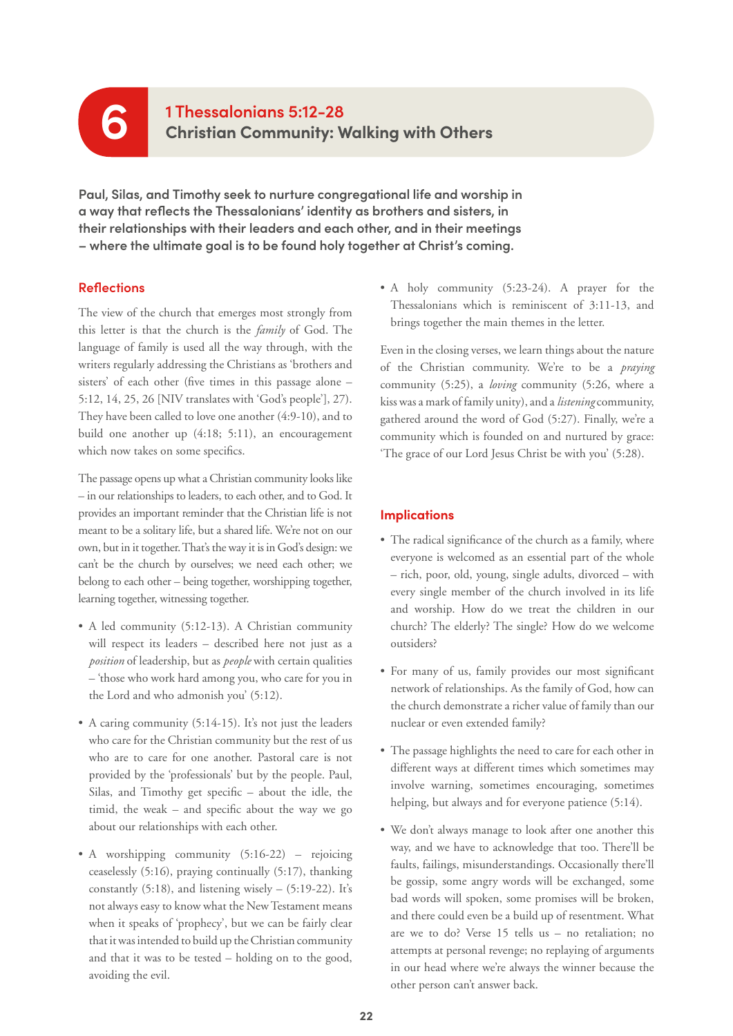# 6 1 Thessalonians 5:12-28
## Christian Community: Walking with Others

**Paul, Silas, and Timothy seek to nurture congregational life and worship in a way that reflects the Thessalonians' identity as brothers and sisters, in their relationships with their leaders and each other, and in their meetings – where the ultimate goal is to be found holy together at Christ's coming.**

### Reflections

The view of the church that emerges most strongly from this letter is that the church is the *family* of God. The language of family is used all the way through, with the writers regularly addressing the Christians as 'brothers and sisters' of each other (five times in this passage alone – 5:12, 14, 25, 26 [NIV translates with 'God's people'], 27). They have been called to love one another (4:9-10), and to build one another up (4:18; 5:11), an encouragement which now takes on some specifics.

The passage opens up what a Christian community looks like – in our relationships to leaders, to each other, and to God. It provides an important reminder that the Christian life is not meant to be a solitary life, but a shared life. We're not on our own, but in it together. That's the way it is in God's design: we can't be the church by ourselves; we need each other; we belong to each other – being together, worshipping together, learning together, witnessing together.

- A led community (5:12-13). A Christian community will respect its leaders – described here not just as a *position* of leadership, but as *people* with certain qualities – 'those who work hard among you, who care for you in the Lord and who admonish you' (5:12).
- A caring community (5:14-15). It's not just the leaders who care for the Christian community but the rest of us who are to care for one another. Pastoral care is not provided by the 'professionals' but by the people. Paul, Silas, and Timothy get specific – about the idle, the timid, the weak – and specific about the way we go about our relationships with each other.
- A worshipping community (5:16-22) – rejoicing ceaselessly (5:16), praying continually (5:17), thanking constantly (5:18), and listening wisely – (5:19-22). It's not always easy to know what the New Testament means when it speaks of 'prophecy', but we can be fairly clear that it was intended to build up the Christian community and that it was to be tested – holding on to the good, avoiding the evil.
- A holy community (5:23-24). A prayer for the Thessalonians which is reminiscent of 3:11-13, and brings together the main themes in the letter.

Even in the closing verses, we learn things about the nature of the Christian community. We're to be a *praying* community (5:25), a *loving* community (5:26, where a kiss was a mark of family unity), and a *listening* community, gathered around the word of God (5:27). Finally, we're a community which is founded on and nurtured by grace: 'The grace of our Lord Jesus Christ be with you' (5:28).

### Implications

- The radical significance of the church as a family, where everyone is welcomed as an essential part of the whole – rich, poor, old, young, single adults, divorced – with every single member of the church involved in its life and worship. How do we treat the children in our church? The elderly? The single? How do we welcome outsiders?
- For many of us, family provides our most significant network of relationships. As the family of God, how can the church demonstrate a richer value of family than our nuclear or even extended family?
- The passage highlights the need to care for each other in different ways at different times which sometimes may involve warning, sometimes encouraging, sometimes helping, but always and for everyone patience (5:14).
- We don't always manage to look after one another this way, and we have to acknowledge that too. There'll be faults, failings, misunderstandings. Occasionally there'll be gossip, some angry words will be exchanged, some bad words will spoken, some promises will be broken, and there could even be a build up of resentment. What are we to do? Verse 15 tells us – no retaliation; no attempts at personal revenge; no replaying of arguments in our head where we're always the winner because the other person can't answer back.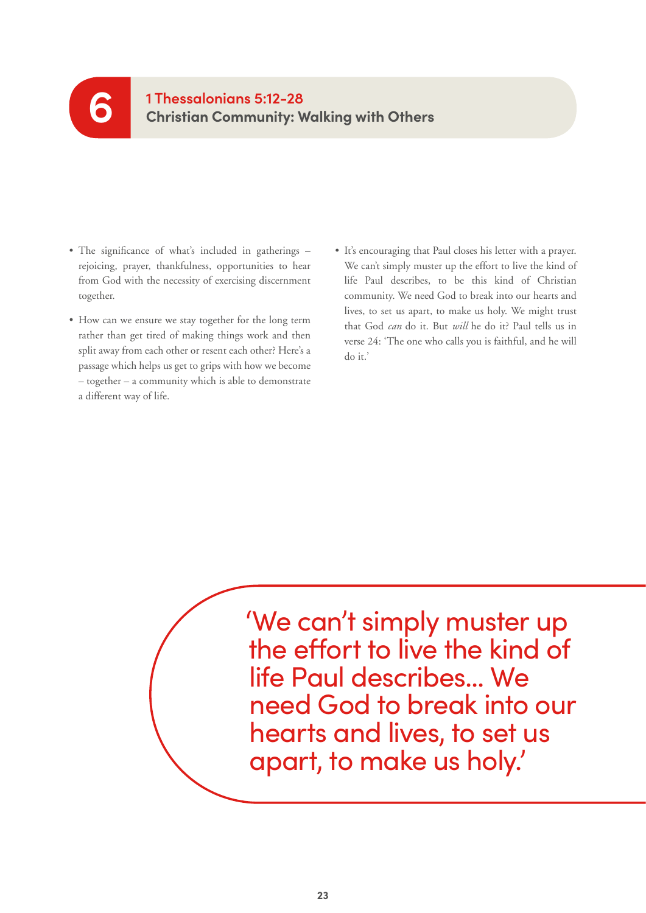# 6 1 Thessalonians 5:12-28

## Christian Community: Walking with Others

- The significance of what's included in gatherings – rejoicing, prayer, thankfulness, opportunities to hear from God with the necessity of exercising discernment together.
- How can we ensure we stay together for the long term rather than get tired of making things work and then split away from each other or resent each other? Here's a passage which helps us get to grips with how we become – together – a community which is able to demonstrate a different way of life.
- It's encouraging that Paul closes his letter with a prayer. We can't simply muster up the effort to live the kind of life Paul describes, to be this kind of Christian community. We need God to break into our hearts and lives, to set us apart, to make us holy. We might trust that God *can* do it. But *will* he do it? Paul tells us in verse 24: 'The one who calls you is faithful, and he will do it.'

> 'We can't simply muster up the effort to live the kind of life Paul describes... We need God to break into our hearts and lives, to set us apart, to make us holy.'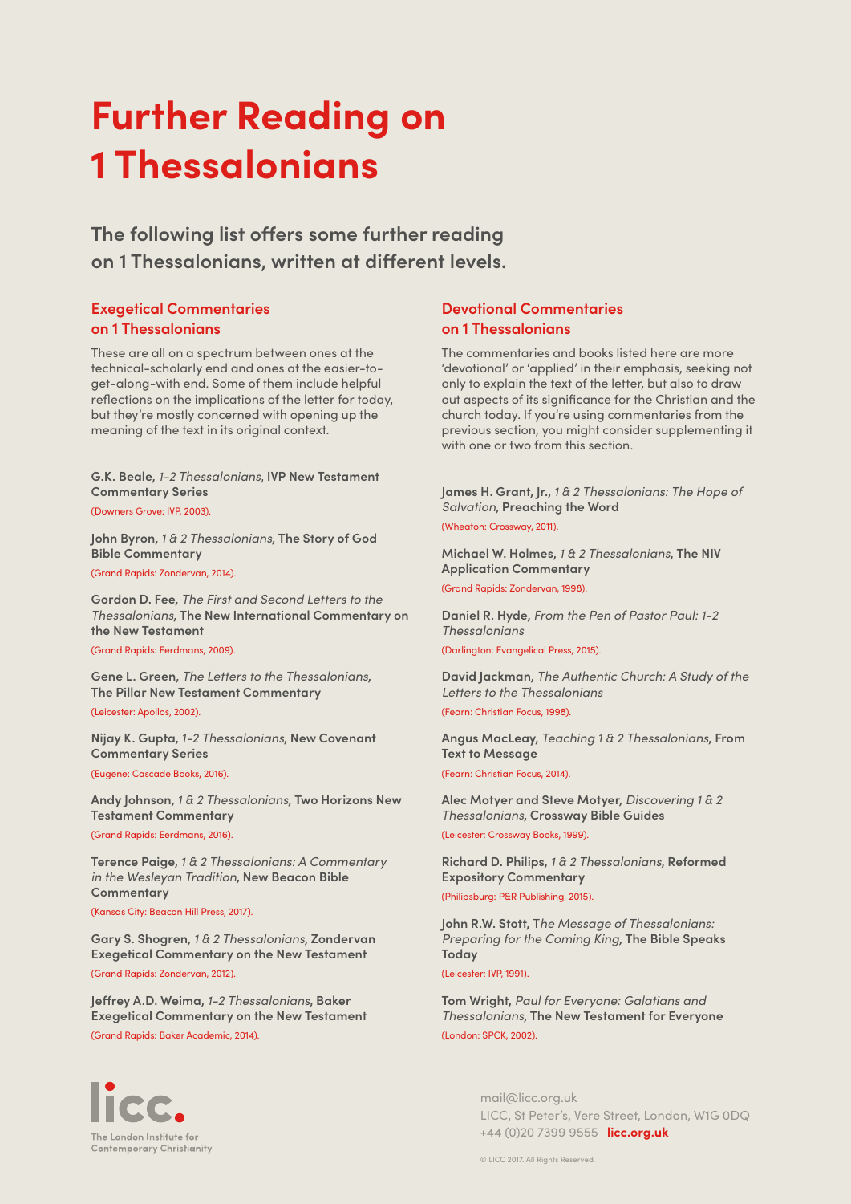# Further Reading on 1 Thessalonians

## The following list offers some further reading on 1 Thessalonians, written at different levels.

### Exegetical Commentaries on 1 Thessalonians

These are all on a spectrum between ones at the technical-scholarly end and ones at the easier-to-get-along-with end. Some of them include helpful reflections on the implications of the letter for today, but they're mostly concerned with opening up the meaning of the text in its original context.

**G.K. Beale,** *1–2 Thessalonians*, **IVP New Testament Commentary Series**
(Downers Grove: IVP, 2003).

**John Byron,** *1 & 2 Thessalonians*, **The Story of God Bible Commentary**
(Grand Rapids: Zondervan, 2014).

**Gordon D. Fee,** *The First and Second Letters to the Thessalonians*, **The New International Commentary on the New Testament**
(Grand Rapids: Eerdmans, 2009).

**Gene L. Green,** *The Letters to the Thessalonians*, **The Pillar New Testament Commentary**
(Leicester: Apollos, 2002).

**Nijay K. Gupta,** *1–2 Thessalonians*, **New Covenant Commentary Series**
(Eugene: Cascade Books, 2016).

**Andy Johnson,** *1 & 2 Thessalonians*, **Two Horizons New Testament Commentary**
(Grand Rapids: Eerdmans, 2016).

**Terence Paige,** *1 & 2 Thessalonians: A Commentary in the Wesleyan Tradition*, **New Beacon Bible Commentary**
(Kansas City: Beacon Hill Press, 2017).

**Gary S. Shogren,** *1 & 2 Thessalonians*, **Zondervan Exegetical Commentary on the New Testament**
(Grand Rapids: Zondervan, 2012).

**Jeffrey A.D. Weima,** *1–2 Thessalonians*, **Baker Exegetical Commentary on the New Testament**
(Grand Rapids: Baker Academic, 2014).

### Devotional Commentaries on 1 Thessalonians

The commentaries and books listed here are more 'devotional' or 'applied' in their emphasis, seeking not only to explain the text of the letter, but also to draw out aspects of its significance for the Christian and the church today. If you're using commentaries from the previous section, you might consider supplementing it with one or two from this section.

**James H. Grant, Jr.,** *1 & 2 Thessalonians: The Hope of Salvation*, **Preaching the Word**
(Wheaton: Crossway, 2011).

**Michael W. Holmes,** *1 & 2 Thessalonians*, **The NIV Application Commentary**
(Grand Rapids: Zondervan, 1998).

**Daniel R. Hyde,** *From the Pen of Pastor Paul: 1–2 Thessalonians*
(Darlington: Evangelical Press, 2015).

**David Jackman,** *The Authentic Church: A Study of the Letters to the Thessalonians*
(Fearn: Christian Focus, 1998).

**Angus MacLeay,** *Teaching 1 & 2 Thessalonians*, **From Text to Message**
(Fearn: Christian Focus, 2014).

**Alec Motyer and Steve Motyer,** *Discovering 1 & 2 Thessalonians*, **Crossway Bible Guides**
(Leicester: Crossway Books, 1999).

**Richard D. Philips,** *1 & 2 Thessalonians*, **Reformed Expository Commentary**
(Philipsburg: P&R Publishing, 2015).

**John R.W. Stott,** *The Message of Thessalonians: Preparing for the Coming King*, **The Bible Speaks Today**
(Leicester: IVP, 1991).

**Tom Wright,** *Paul for Everyone: Galatians and Thessalonians*, **The New Testament for Everyone**
(London: SPCK, 2002).

licc.
The London Institute for Contemporary Christianity

mail@licc.org.uk
LICC, St Peter's, Vere Street, London, W1G 0DQ
+44 (0)20 7399 9555 **licc.org.uk**

© LICC 2017. All Rights Reserved.